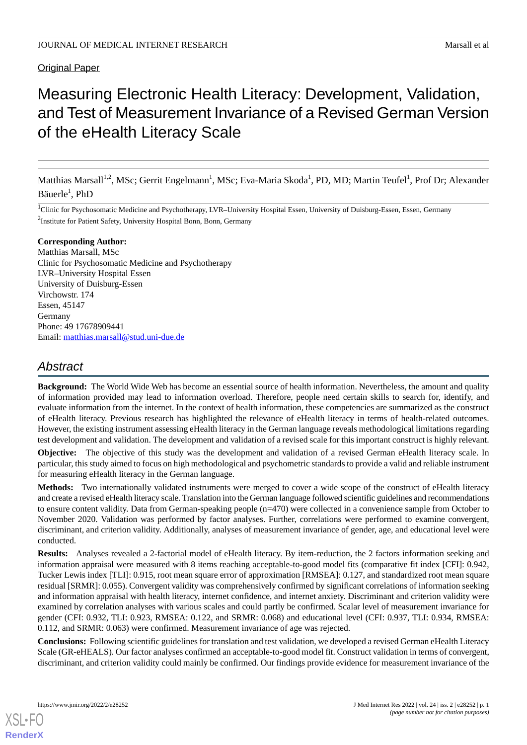Original Paper

# Measuring Electronic Health Literacy: Development, Validation, and Test of Measurement Invariance of a Revised German Version of the eHealth Literacy Scale

Matthias Marsall[1,2], MSc; Gerrit Engelmann[1], MSc; Eva-Maria Skoda[1], PD, MD; Martin Teufel[1], Prof Dr; Alexander Bäuerle[1], PhD

[1]Clinic for Psychosomatic Medicine and Psychotherapy, LVR–University Hospital Essen, University of Duisburg-Essen, Essen, Germany

[2]Institute for Patient Safety, University Hospital Bonn, Bonn, Germany

**Corresponding Author:**
Matthias Marsall, MSc
Clinic for Psychosomatic Medicine and Psychotherapy
LVR–University Hospital Essen
University of Duisburg-Essen
Virchowstr. 174
Essen, 45147
Germany
Phone: 49 17678909441
Email: matthias.marsall@stud.uni-due.de

## Abstract

**Background:** The World Wide Web has become an essential source of health information. Nevertheless, the amount and quality of information provided may lead to information overload. Therefore, people need certain skills to search for, identify, and evaluate information from the internet. In the context of health information, these competencies are summarized as the construct of eHealth literacy. Previous research has highlighted the relevance of eHealth literacy in terms of health-related outcomes. However, the existing instrument assessing eHealth literacy in the German language reveals methodological limitations regarding test development and validation. The development and validation of a revised scale for this important construct is highly relevant.

**Objective:** The objective of this study was the development and validation of a revised German eHealth literacy scale. In particular, this study aimed to focus on high methodological and psychometric standards to provide a valid and reliable instrument for measuring eHealth literacy in the German language.

**Methods:** Two internationally validated instruments were merged to cover a wide scope of the construct of eHealth literacy and create a revised eHealth literacy scale. Translation into the German language followed scientific guidelines and recommendations to ensure content validity. Data from German-speaking people (n=470) were collected in a convenience sample from October to November 2020. Validation was performed by factor analyses. Further, correlations were performed to examine convergent, discriminant, and criterion validity. Additionally, analyses of measurement invariance of gender, age, and educational level were conducted.

**Results:** Analyses revealed a 2-factorial model of eHealth literacy. By item-reduction, the 2 factors information seeking and information appraisal were measured with 8 items reaching acceptable-to-good model fits (comparative fit index [CFI]: 0.942, Tucker Lewis index [TLI]: 0.915, root mean square error of approximation [RMSEA]: 0.127, and standardized root mean square residual [SRMR]: 0.055). Convergent validity was comprehensively confirmed by significant correlations of information seeking and information appraisal with health literacy, internet confidence, and internet anxiety. Discriminant and criterion validity were examined by correlation analyses with various scales and could partly be confirmed. Scalar level of measurement invariance for gender (CFI: 0.932, TLI: 0.923, RMSEA: 0.122, and SRMR: 0.068) and educational level (CFI: 0.937, TLI: 0.934, RMSEA: 0.112, and SRMR: 0.063) were confirmed. Measurement invariance of age was rejected.

**Conclusions:** Following scientific guidelines for translation and test validation, we developed a revised German eHealth Literacy Scale (GR-eHEALS). Our factor analyses confirmed an acceptable-to-good model fit. Construct validation in terms of convergent, discriminant, and criterion validity could mainly be confirmed. Our findings provide evidence for measurement invariance of the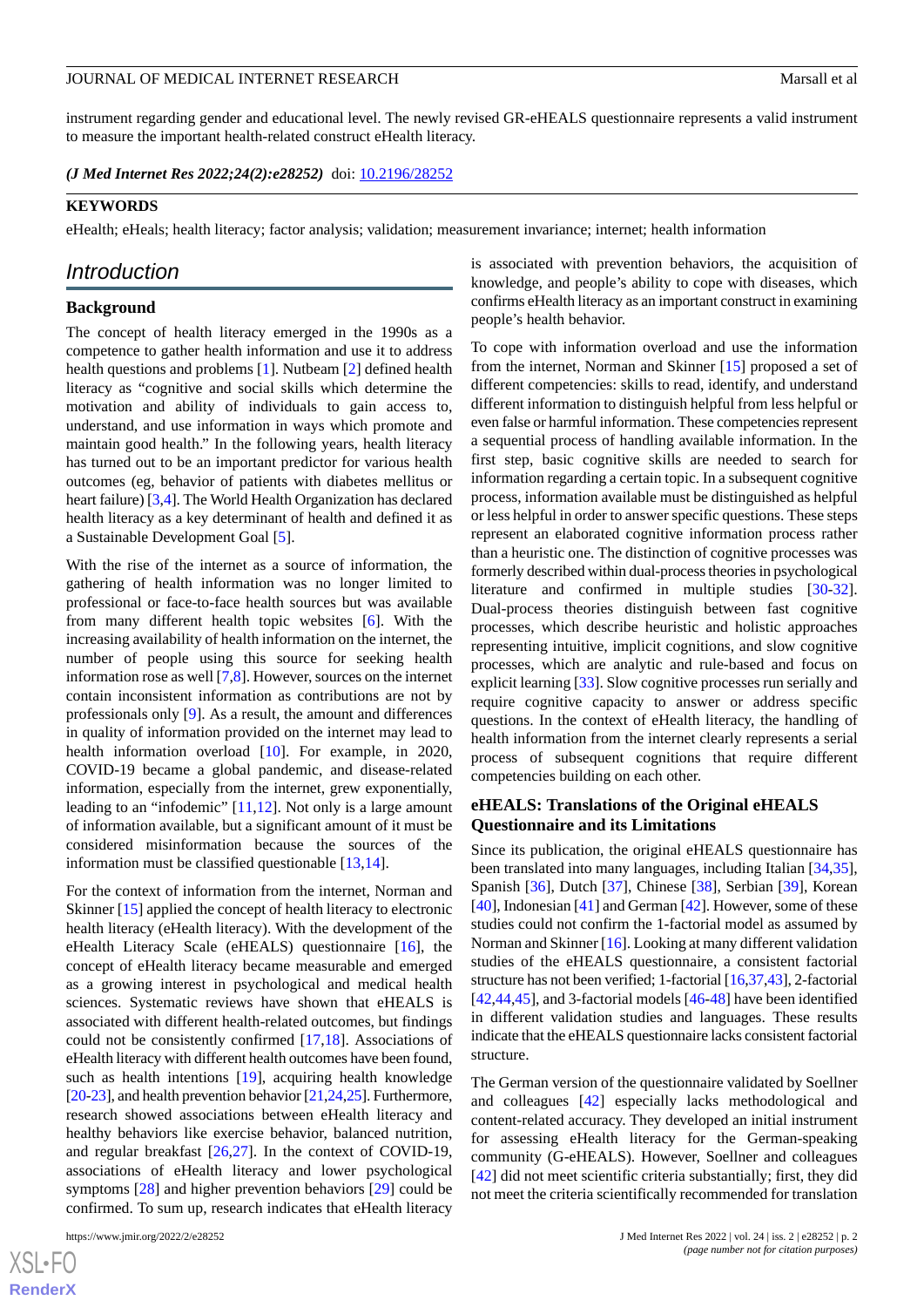instrument regarding gender and educational level. The newly revised GR-eHEALS questionnaire represents a valid instrument to measure the important health-related construct eHealth literacy.

***(J Med Internet Res 2022;24(2):e28252)*** doi: 10.2196/28252

**KEYWORDS**

eHealth; eHeals; health literacy; factor analysis; validation; measurement invariance; internet; health information

## Introduction

### Background

The concept of health literacy emerged in the 1990s as a competence to gather health information and use it to address health questions and problems [1]. Nutbeam [2] defined health literacy as "cognitive and social skills which determine the motivation and ability of individuals to gain access to, understand, and use information in ways which promote and maintain good health." In the following years, health literacy has turned out to be an important predictor for various health outcomes (eg, behavior of patients with diabetes mellitus or heart failure) [3,4]. The World Health Organization has declared health literacy as a key determinant of health and defined it as a Sustainable Development Goal [5].

With the rise of the internet as a source of information, the gathering of health information was no longer limited to professional or face-to-face health sources but was available from many different health topic websites [6]. With the increasing availability of health information on the internet, the number of people using this source for seeking health information rose as well [7,8]. However, sources on the internet contain inconsistent information as contributions are not by professionals only [9]. As a result, the amount and differences in quality of information provided on the internet may lead to health information overload [10]. For example, in 2020, COVID-19 became a global pandemic, and disease-related information, especially from the internet, grew exponentially, leading to an "infodemic" [11,12]. Not only is a large amount of information available, but a significant amount of it must be considered misinformation because the sources of the information must be classified questionable [13,14].

For the context of information from the internet, Norman and Skinner [15] applied the concept of health literacy to electronic health literacy (eHealth literacy). With the development of the eHealth Literacy Scale (eHEALS) questionnaire [16], the concept of eHealth literacy became measurable and emerged as a growing interest in psychological and medical health sciences. Systematic reviews have shown that eHEALS is associated with different health-related outcomes, but findings could not be consistently confirmed [17,18]. Associations of eHealth literacy with different health outcomes have been found, such as health intentions [19], acquiring health knowledge [20-23], and health prevention behavior [21,24,25]. Furthermore, research showed associations between eHealth literacy and healthy behaviors like exercise behavior, balanced nutrition, and regular breakfast [26,27]. In the context of COVID-19, associations of eHealth literacy and lower psychological symptoms [28] and higher prevention behaviors [29] could be confirmed. To sum up, research indicates that eHealth literacy is associated with prevention behaviors, the acquisition of knowledge, and people's ability to cope with diseases, which confirms eHealth literacy as an important construct in examining people's health behavior.

To cope with information overload and use the information from the internet, Norman and Skinner [15] proposed a set of different competencies: skills to read, identify, and understand different information to distinguish helpful from less helpful or even false or harmful information. These competencies represent a sequential process of handling available information. In the first step, basic cognitive skills are needed to search for information regarding a certain topic. In a subsequent cognitive process, information available must be distinguished as helpful or less helpful in order to answer specific questions. These steps represent an elaborated cognitive information process rather than a heuristic one. The distinction of cognitive processes was formerly described within dual-process theories in psychological literature and confirmed in multiple studies [30-32]. Dual-process theories distinguish between fast cognitive processes, which describe heuristic and holistic approaches representing intuitive, implicit cognitions, and slow cognitive processes, which are analytic and rule-based and focus on explicit learning [33]. Slow cognitive processes run serially and require cognitive capacity to answer or address specific questions. In the context of eHealth literacy, the handling of health information from the internet clearly represents a serial process of subsequent cognitions that require different competencies building on each other.

### eHEALS: Translations of the Original eHEALS Questionnaire and its Limitations

Since its publication, the original eHEALS questionnaire has been translated into many languages, including Italian [34,35], Spanish [36], Dutch [37], Chinese [38], Serbian [39], Korean [40], Indonesian [41] and German [42]. However, some of these studies could not confirm the 1-factorial model as assumed by Norman and Skinner [16]. Looking at many different validation studies of the eHEALS questionnaire, a consistent factorial structure has not been verified; 1-factorial [16,37,43], 2-factorial [42,44,45], and 3-factorial models [46-48] have been identified in different validation studies and languages. These results indicate that the eHEALS questionnaire lacks consistent factorial structure.

The German version of the questionnaire validated by Soellner and colleagues [42] especially lacks methodological and content-related accuracy. They developed an initial instrument for assessing eHealth literacy for the German-speaking community (G-eHEALS). However, Soellner and colleagues [42] did not meet scientific criteria substantially; first, they did not meet the criteria scientifically recommended for translation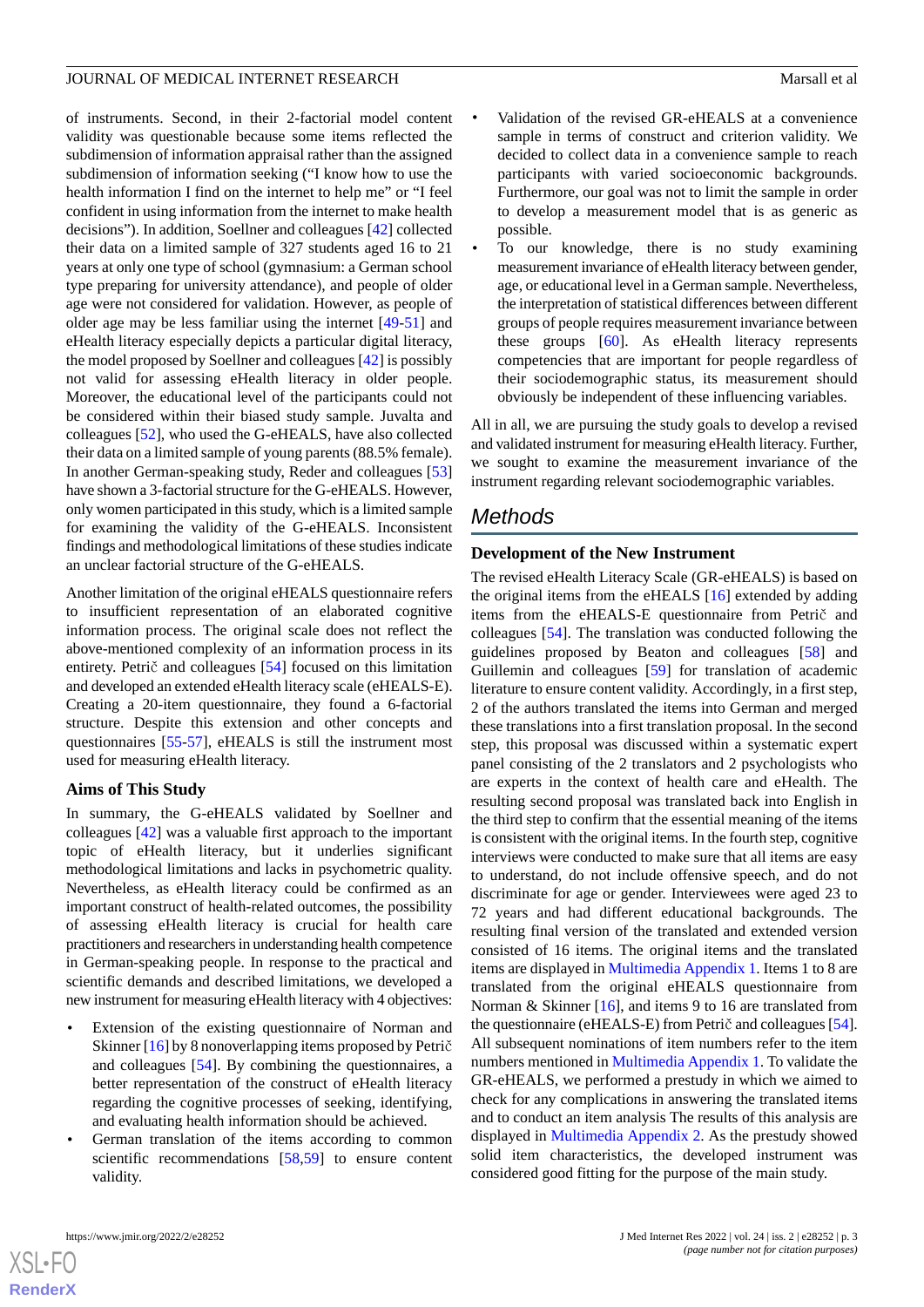of instruments. Second, in their 2-factorial model content validity was questionable because some items reflected the subdimension of information appraisal rather than the assigned subdimension of information seeking ("I know how to use the health information I find on the internet to help me" or "I feel confident in using information from the internet to make health decisions"). In addition, Soellner and colleagues [42] collected their data on a limited sample of 327 students aged 16 to 21 years at only one type of school (gymnasium: a German school type preparing for university attendance), and people of older age were not considered for validation. However, as people of older age may be less familiar using the internet [49-51] and eHealth literacy especially depicts a particular digital literacy, the model proposed by Soellner and colleagues [42] is possibly not valid for assessing eHealth literacy in older people. Moreover, the educational level of the participants could not be considered within their biased study sample. Juvalta and colleagues [52], who used the G-eHEALS, have also collected their data on a limited sample of young parents (88.5% female). In another German-speaking study, Reder and colleagues [53] have shown a 3-factorial structure for the G-eHEALS. However, only women participated in this study, which is a limited sample for examining the validity of the G-eHEALS. Inconsistent findings and methodological limitations of these studies indicate an unclear factorial structure of the G-eHEALS.

Another limitation of the original eHEALS questionnaire refers to insufficient representation of an elaborated cognitive information process. The original scale does not reflect the above-mentioned complexity of an information process in its entirety. Petrič and colleagues [54] focused on this limitation and developed an extended eHealth literacy scale (eHEALS-E). Creating a 20-item questionnaire, they found a 6-factorial structure. Despite this extension and other concepts and questionnaires [55-57], eHEALS is still the instrument most used for measuring eHealth literacy.

### Aims of This Study

In summary, the G-eHEALS validated by Soellner and colleagues [42] was a valuable first approach to the important topic of eHealth literacy, but it underlies significant methodological limitations and lacks in psychometric quality. Nevertheless, as eHealth literacy could be confirmed as an important construct of health-related outcomes, the possibility of assessing eHealth literacy is crucial for health care practitioners and researchers in understanding health competence in German-speaking people. In response to the practical and scientific demands and described limitations, we have developed a new instrument for measuring eHealth literacy with 4 objectives:

- Extension of the existing questionnaire of Norman and Skinner [16] by 8 nonoverlapping items proposed by Petrič and colleagues [54]. By combining the questionnaires, a better representation of the construct of eHealth literacy regarding the cognitive processes of seeking, identifying, and evaluating health information should be achieved.
- German translation of the items according to common scientific recommendations [58,59] to ensure content validity.
- Validation of the revised GR-eHEALS at a convenience sample in terms of construct and criterion validity. We decided to collect data in a convenience sample to reach participants with varied socioeconomic backgrounds. Furthermore, our goal was not to limit the sample in order to develop a measurement model that is as generic as possible.
- To our knowledge, there is no study examining measurement invariance of eHealth literacy between gender, age, or educational level in a German sample. Nevertheless, the interpretation of statistical differences between different groups of people requires measurement invariance between these groups [60]. As eHealth literacy represents competencies that are important for people regardless of their sociodemographic status, its measurement should obviously be independent of these influencing variables.

All in all, we are pursuing the study goals to develop a revised and validated instrument for measuring eHealth literacy. Further, we sought to examine the measurement invariance of the instrument regarding relevant sociodemographic variables.

## Methods

### Development of the New Instrument

The revised eHealth Literacy Scale (GR-eHEALS) is based on the original items from the eHEALS [16] extended by adding items from the eHEALS-E questionnaire from Petrič and colleagues [54]. The translation was conducted following the guidelines proposed by Beaton and colleagues [58] and Guillemin and colleagues [59] for translation of academic literature to ensure content validity. Accordingly, in a first step, 2 of the authors translated the items into German and merged these translations into a first translation proposal. In the second step, this proposal was discussed within a systematic expert panel consisting of the 2 translators and 2 psychologists who are experts in the context of health care and eHealth. The resulting second proposal was translated back into English in the third step to confirm that the essential meaning of the items is consistent with the original items. In the fourth step, cognitive interviews were conducted to make sure that all items are easy to understand, do not include offensive speech, and do not discriminate for age or gender. Interviewees were aged 23 to 72 years and had different educational backgrounds. The resulting final version of the translated and extended version consisted of 16 items. The original items and the translated items are displayed in Multimedia Appendix 1. Items 1 to 8 are translated from the original eHEALS questionnaire from Norman & Skinner [16], and items 9 to 16 are translated from the questionnaire (eHEALS-E) from Petrič and colleagues [54]. All subsequent nominations of item numbers refer to the item numbers mentioned in Multimedia Appendix 1. To validate the GR-eHEALS, we performed a prestudy in which we aimed to check for any complications in answering the translated items and to conduct an item analysis The results of this analysis are displayed in Multimedia Appendix 2. As the prestudy showed solid item characteristics, the developed instrument was considered good fitting for the purpose of the main study.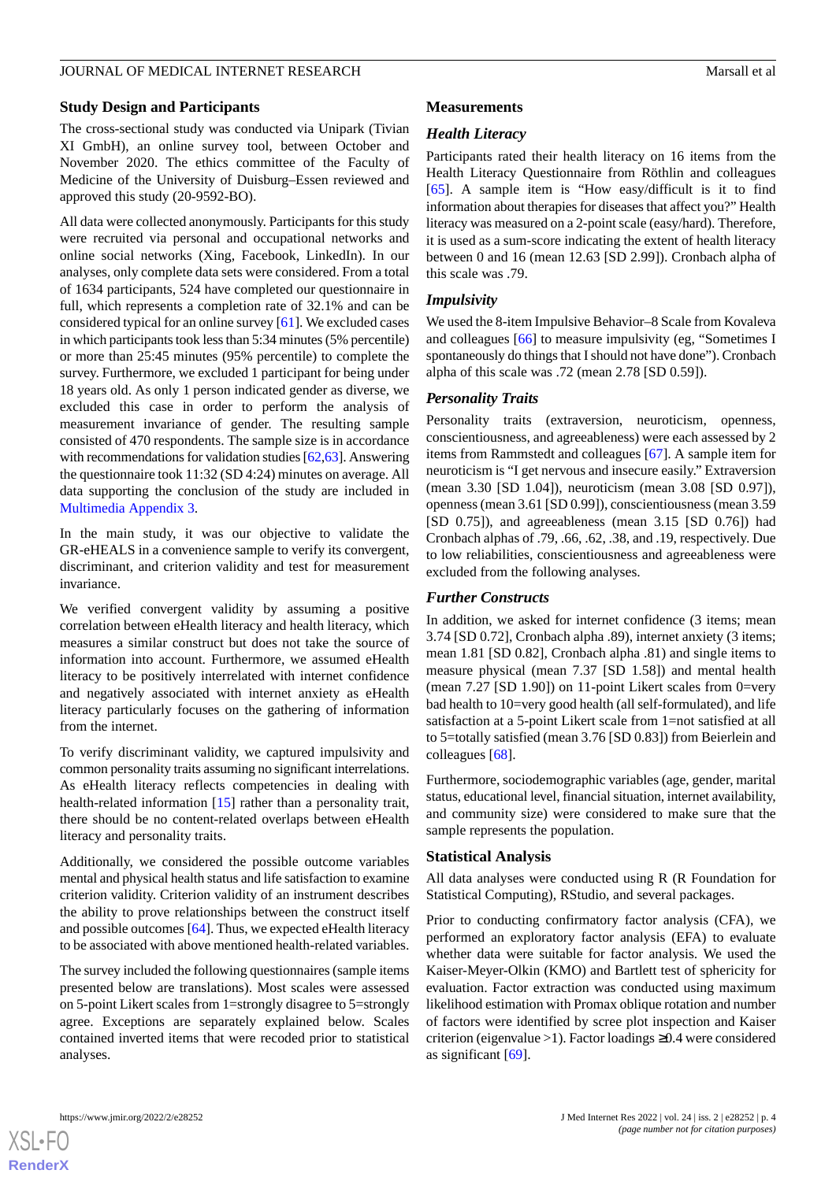## Study Design and Participants

The cross-sectional study was conducted via Unipark (Tivian XI GmbH), an online survey tool, between October and November 2020. The ethics committee of the Faculty of Medicine of the University of Duisburg–Essen reviewed and approved this study (20-9592-BO).

All data were collected anonymously. Participants for this study were recruited via personal and occupational networks and online social networks (Xing, Facebook, LinkedIn). In our analyses, only complete data sets were considered. From a total of 1634 participants, 524 have completed our questionnaire in full, which represents a completion rate of 32.1% and can be considered typical for an online survey [61]. We excluded cases in which participants took less than 5:34 minutes (5% percentile) or more than 25:45 minutes (95% percentile) to complete the survey. Furthermore, we excluded 1 participant for being under 18 years old. As only 1 person indicated gender as diverse, we excluded this case in order to perform the analysis of measurement invariance of gender. The resulting sample consisted of 470 respondents. The sample size is in accordance with recommendations for validation studies [62,63]. Answering the questionnaire took 11:32 (SD 4:24) minutes on average. All data supporting the conclusion of the study are included in Multimedia Appendix 3.

In the main study, it was our objective to validate the GR-eHEALS in a convenience sample to verify its convergent, discriminant, and criterion validity and test for measurement invariance.

We verified convergent validity by assuming a positive correlation between eHealth literacy and health literacy, which measures a similar construct but does not take the source of information into account. Furthermore, we assumed eHealth literacy to be positively interrelated with internet confidence and negatively associated with internet anxiety as eHealth literacy particularly focuses on the gathering of information from the internet.

To verify discriminant validity, we captured impulsivity and common personality traits assuming no significant interrelations. As eHealth literacy reflects competencies in dealing with health-related information [15] rather than a personality trait, there should be no content-related overlaps between eHealth literacy and personality traits.

Additionally, we considered the possible outcome variables mental and physical health status and life satisfaction to examine criterion validity. Criterion validity of an instrument describes the ability to prove relationships between the construct itself and possible outcomes [64]. Thus, we expected eHealth literacy to be associated with above mentioned health-related variables.

The survey included the following questionnaires (sample items presented below are translations). Most scales were assessed on 5-point Likert scales from 1=strongly disagree to 5=strongly agree. Exceptions are separately explained below. Scales contained inverted items that were recoded prior to statistical analyses.

## Measurements

### *Health Literacy*

Participants rated their health literacy on 16 items from the Health Literacy Questionnaire from Röthlin and colleagues [65]. A sample item is "How easy/difficult is it to find information about therapies for diseases that affect you?" Health literacy was measured on a 2-point scale (easy/hard). Therefore, it is used as a sum-score indicating the extent of health literacy between 0 and 16 (mean 12.63 [SD 2.99]). Cronbach alpha of this scale was .79.

### *Impulsivity*

We used the 8-item Impulsive Behavior–8 Scale from Kovaleva and colleagues [66] to measure impulsivity (eg, "Sometimes I spontaneously do things that I should not have done"). Cronbach alpha of this scale was .72 (mean 2.78 [SD 0.59]).

### *Personality Traits*

Personality traits (extraversion, neuroticism, openness, conscientiousness, and agreeableness) were each assessed by 2 items from Rammstedt and colleagues [67]. A sample item for neuroticism is "I get nervous and insecure easily." Extraversion (mean 3.30 [SD 1.04]), neuroticism (mean 3.08 [SD 0.97]), openness (mean 3.61 [SD 0.99]), conscientiousness (mean 3.59 [SD 0.75]), and agreeableness (mean 3.15 [SD 0.76]) had Cronbach alphas of .79, .66, .62, .38, and .19, respectively. Due to low reliabilities, conscientiousness and agreeableness were excluded from the following analyses.

### *Further Constructs*

In addition, we asked for internet confidence (3 items; mean 3.74 [SD 0.72], Cronbach alpha .89), internet anxiety (3 items; mean 1.81 [SD 0.82], Cronbach alpha .81) and single items to measure physical (mean 7.37 [SD 1.58]) and mental health (mean 7.27 [SD 1.90]) on 11-point Likert scales from 0=very bad health to 10=very good health (all self-formulated), and life satisfaction at a 5-point Likert scale from 1=not satisfied at all to 5=totally satisfied (mean 3.76 [SD 0.83]) from Beierlein and colleagues [68].

Furthermore, sociodemographic variables (age, gender, marital status, educational level, financial situation, internet availability, and community size) were considered to make sure that the sample represents the population.

## Statistical Analysis

All data analyses were conducted using R (R Foundation for Statistical Computing), RStudio, and several packages.

Prior to conducting confirmatory factor analysis (CFA), we performed an exploratory factor analysis (EFA) to evaluate whether data were suitable for factor analysis. We used the Kaiser-Meyer-Olkin (KMO) and Bartlett test of sphericity for evaluation. Factor extraction was conducted using maximum likelihood estimation with Promax oblique rotation and number of factors were identified by scree plot inspection and Kaiser criterion (eigenvalue >1). Factor loadings ≥0.4 were considered as significant [69].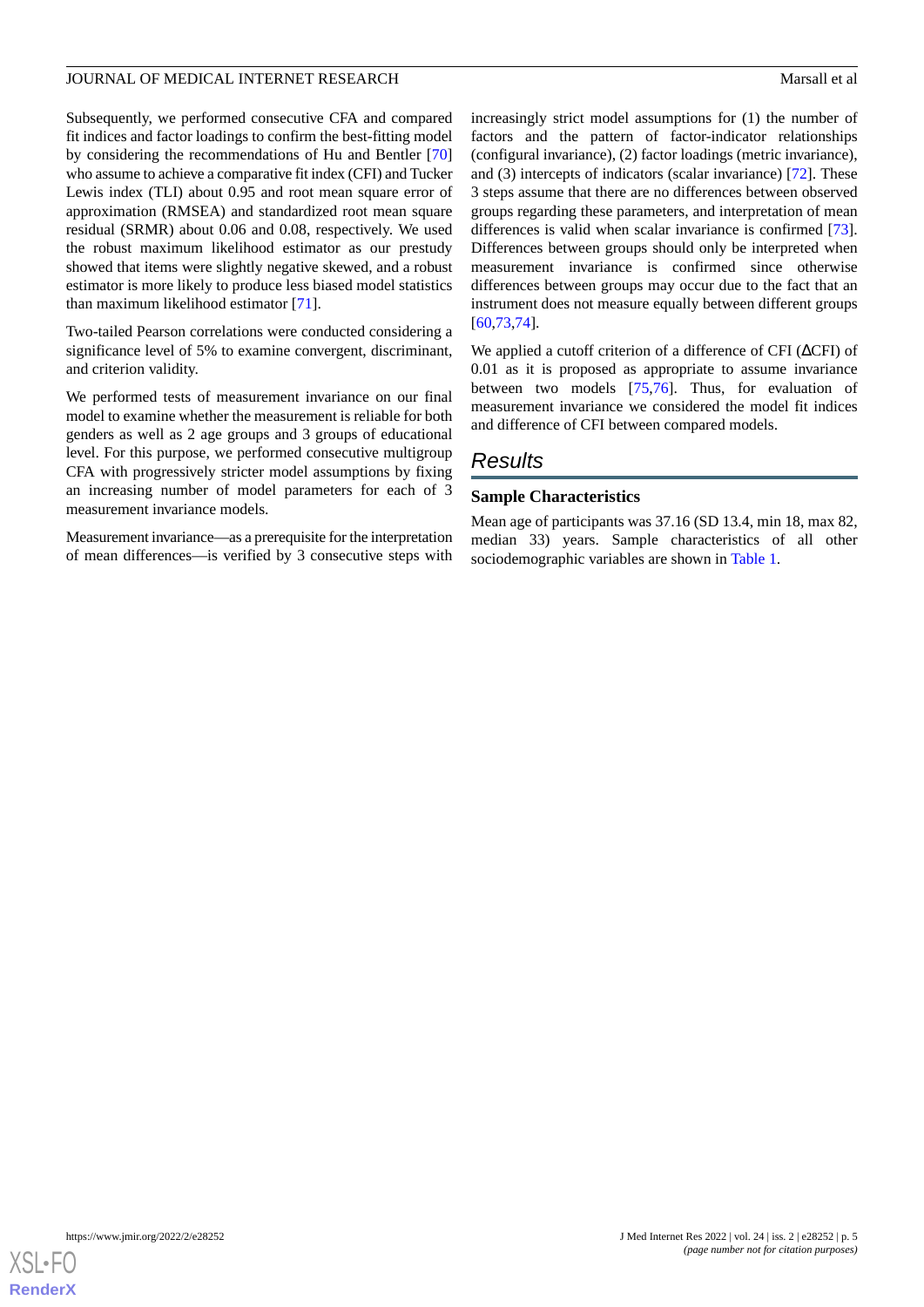Subsequently, we performed consecutive CFA and compared fit indices and factor loadings to confirm the best-fitting model by considering the recommendations of Hu and Bentler [70] who assume to achieve a comparative fit index (CFI) and Tucker Lewis index (TLI) about 0.95 and root mean square error of approximation (RMSEA) and standardized root mean square residual (SRMR) about 0.06 and 0.08, respectively. We used the robust maximum likelihood estimator as our prestudy showed that items were slightly negative skewed, and a robust estimator is more likely to produce less biased model statistics than maximum likelihood estimator [71].

Two-tailed Pearson correlations were conducted considering a significance level of 5% to examine convergent, discriminant, and criterion validity.

We performed tests of measurement invariance on our final model to examine whether the measurement is reliable for both genders as well as 2 age groups and 3 groups of educational level. For this purpose, we performed consecutive multigroup CFA with progressively stricter model assumptions by fixing an increasing number of model parameters for each of 3 measurement invariance models.

Measurement invariance—as a prerequisite for the interpretation of mean differences—is verified by 3 consecutive steps with increasingly strict model assumptions for (1) the number of factors and the pattern of factor-indicator relationships (configural invariance), (2) factor loadings (metric invariance), and (3) intercepts of indicators (scalar invariance) [72]. These 3 steps assume that there are no differences between observed groups regarding these parameters, and interpretation of mean differences is valid when scalar invariance is confirmed [73]. Differences between groups should only be interpreted when measurement invariance is confirmed since otherwise differences between groups may occur due to the fact that an instrument does not measure equally between different groups [60,73,74].

We applied a cutoff criterion of a difference of CFI (ΔCFI) of 0.01 as it is proposed as appropriate to assume invariance between two models [75,76]. Thus, for evaluation of measurement invariance we considered the model fit indices and difference of CFI between compared models.

## Results

### Sample Characteristics

Mean age of participants was 37.16 (SD 13.4, min 18, max 82, median 33) years. Sample characteristics of all other sociodemographic variables are shown in Table 1.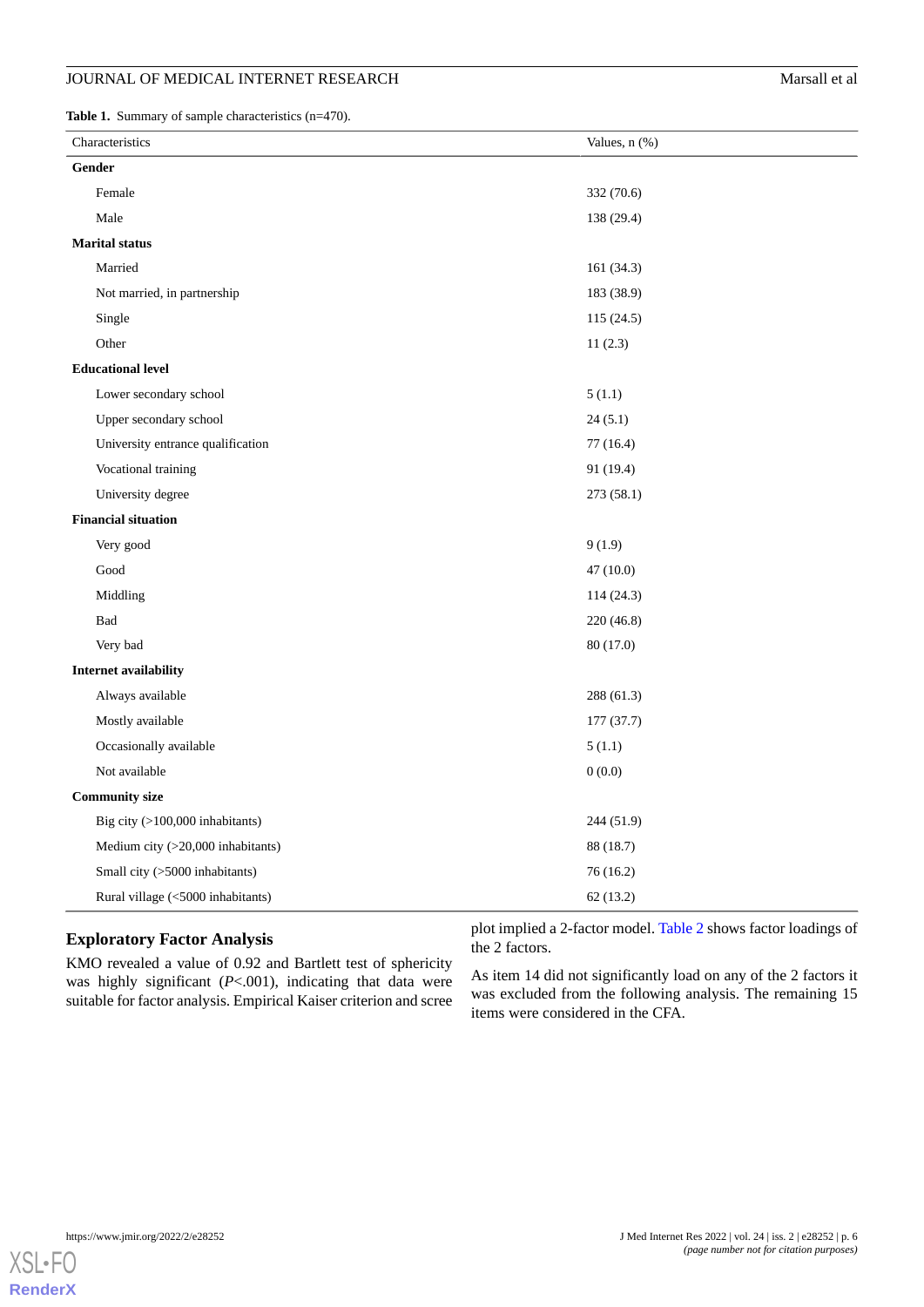**Table 1.** Summary of sample characteristics (n=470).

| Characteristics | Values, n (%) |
|---|---|
| **Gender** | |
| Female | 332 (70.6) |
| Male | 138 (29.4) |
| **Marital status** | |
| Married | 161 (34.3) |
| Not married, in partnership | 183 (38.9) |
| Single | 115 (24.5) |
| Other | 11 (2.3) |
| **Educational level** | |
| Lower secondary school | 5 (1.1) |
| Upper secondary school | 24 (5.1) |
| University entrance qualification | 77 (16.4) |
| Vocational training | 91 (19.4) |
| University degree | 273 (58.1) |
| **Financial situation** | |
| Very good | 9 (1.9) |
| Good | 47 (10.0) |
| Middling | 114 (24.3) |
| Bad | 220 (46.8) |
| Very bad | 80 (17.0) |
| **Internet availability** | |
| Always available | 288 (61.3) |
| Mostly available | 177 (37.7) |
| Occasionally available | 5 (1.1) |
| Not available | 0 (0.0) |
| **Community size** | |
| Big city (>100,000 inhabitants) | 244 (51.9) |
| Medium city (>20,000 inhabitants) | 88 (18.7) |
| Small city (>5000 inhabitants) | 76 (16.2) |
| Rural village (<5000 inhabitants) | 62 (13.2) |

### Exploratory Factor Analysis

KMO revealed a value of 0.92 and Bartlett test of sphericity was highly significant ($P<.001$), indicating that data were suitable for factor analysis. Empirical Kaiser criterion and scree plot implied a 2-factor model. Table 2 shows factor loadings of the 2 factors.

As item 14 did not significantly load on any of the 2 factors it was excluded from the following analysis. The remaining 15 items were considered in the CFA.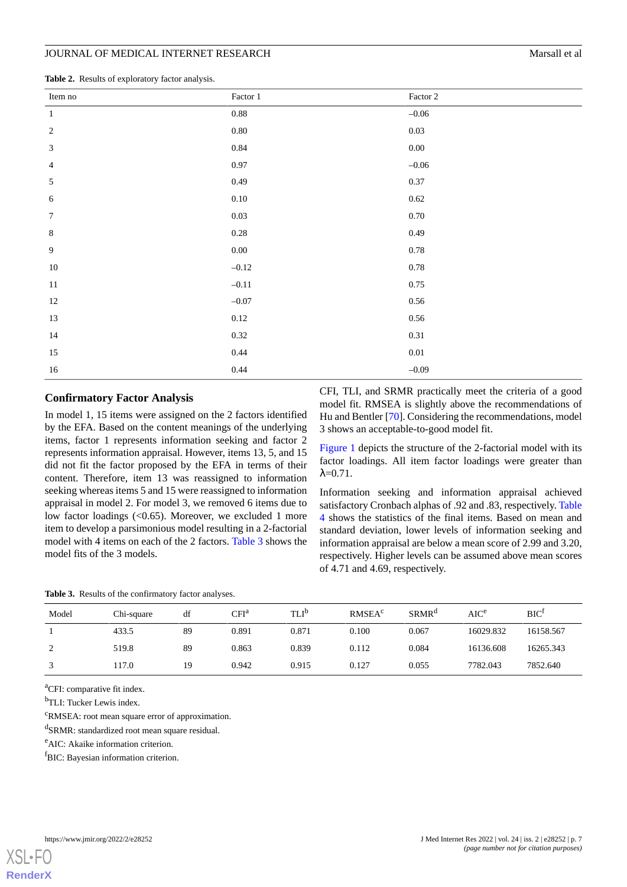**Table 2.** Results of exploratory factor analysis.

| Item no | Factor 1 | Factor 2 |
|---|---|---|
| 1 | 0.88 | –0.06 |
| 2 | 0.80 | 0.03 |
| 3 | 0.84 | 0.00 |
| 4 | 0.97 | –0.06 |
| 5 | 0.49 | 0.37 |
| 6 | 0.10 | 0.62 |
| 7 | 0.03 | 0.70 |
| 8 | 0.28 | 0.49 |
| 9 | 0.00 | 0.78 |
| 10 | –0.12 | 0.78 |
| 11 | –0.11 | 0.75 |
| 12 | –0.07 | 0.56 |
| 13 | 0.12 | 0.56 |
| 14 | 0.32 | 0.31 |
| 15 | 0.44 | 0.01 |
| 16 | 0.44 | –0.09 |

### Confirmatory Factor Analysis

In model 1, 15 items were assigned on the 2 factors identified by the EFA. Based on the content meanings of the underlying items, factor 1 represents information seeking and factor 2 represents information appraisal. However, items 13, 5, and 15 did not fit the factor proposed by the EFA in terms of their content. Therefore, item 13 was reassigned to information seeking whereas items 5 and 15 were reassigned to information appraisal in model 2. For model 3, we removed 6 items due to low factor loadings (<0.65). Moreover, we excluded 1 more item to develop a parsimonious model resulting in a 2-factorial model with 4 items on each of the 2 factors. Table 3 shows the model fits of the 3 models.

CFI, TLI, and SRMR practically meet the criteria of a good model fit. RMSEA is slightly above the recommendations of Hu and Bentler [70]. Considering the recommendations, model 3 shows an acceptable-to-good model fit.

Figure 1 depicts the structure of the 2-factorial model with its factor loadings. All item factor loadings were greater than λ=0.71.

Information seeking and information appraisal achieved satisfactory Cronbach alphas of .92 and .83, respectively. Table 4 shows the statistics of the final items. Based on mean and standard deviation, lower levels of information seeking and information appraisal are below a mean score of 2.99 and 3.20, respectively. Higher levels can be assumed above mean scores of 4.71 and 4.69, respectively.

**Table 3.** Results of the confirmatory factor analyses.

| Model | Chi-square | df | CFI[a] | TLI[b] | RMSEA[c] | SRMR[d] | AIC[e] | BIC[f] |
|---|---|---|---|---|---|---|---|---|
| 1 | 433.5 | 89 | 0.891 | 0.871 | 0.100 | 0.067 | 16029.832 | 16158.567 |
| 2 | 519.8 | 89 | 0.863 | 0.839 | 0.112 | 0.084 | 16136.608 | 16265.343 |
| 3 | 117.0 | 19 | 0.942 | 0.915 | 0.127 | 0.055 | 7782.043 | 7852.640 |

[a]CFI: comparative fit index.

[b]TLI: Tucker Lewis index.

[c]RMSEA: root mean square error of approximation.

[d]SRMR: standardized root mean square residual.

[e]AIC: Akaike information criterion.

[f]BIC: Bayesian information criterion.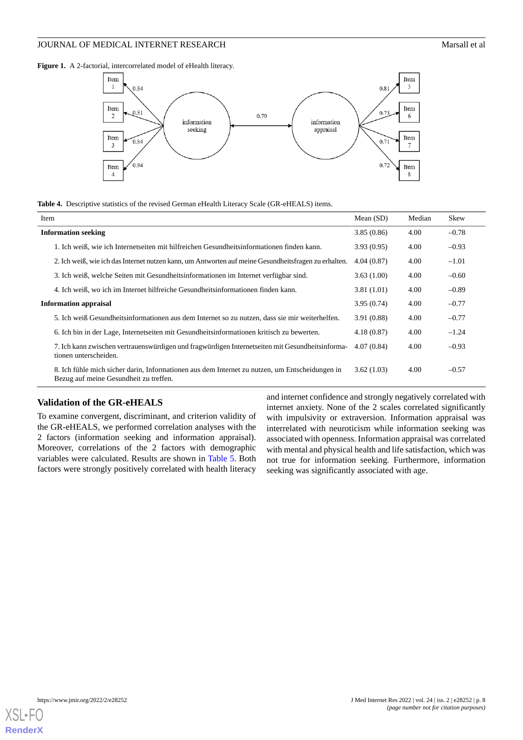**Figure 1.** A 2-factorial, intercorrelated model of eHealth literacy.

**Table 4.** Descriptive statistics of the revised German eHealth Literacy Scale (GR-eHEALS) items.

| Item | Mean (SD) | Median | Skew |
|---|---|---|---|
| **Information seeking** | 3.85 (0.86) | 4.00 | –0.78 |
| 1. Ich weiß, wie ich Internetseiten mit hilfreichen Gesundheitsinformationen finden kann. | 3.93 (0.95) | 4.00 | –0.93 |
| 2. Ich weiß, wie ich das Internet nutzen kann, um Antworten auf meine Gesundheitsfragen zu erhalten. | 4.04 (0.87) | 4.00 | –1.01 |
| 3. Ich weiß, welche Seiten mit Gesundheitsinformationen im Internet verfügbar sind. | 3.63 (1.00) | 4.00 | –0.60 |
| 4. Ich weiß, wo ich im Internet hilfreiche Gesundheitsinformationen finden kann. | 3.81 (1.01) | 4.00 | –0.89 |
| **Information appraisal** | 3.95 (0.74) | 4.00 | –0.77 |
| 5. Ich weiß Gesundheitsinformationen aus dem Internet so zu nutzen, dass sie mir weiterhelfen. | 3.91 (0.88) | 4.00 | –0.77 |
| 6. Ich bin in der Lage, Internetseiten mit Gesundheitsinformationen kritisch zu bewerten. | 4.18 (0.87) | 4.00 | –1.24 |
| 7. Ich kann zwischen vertrauenswürdigen und fragwürdigen Internetseiten mit Gesundheitsinformationen unterscheiden. | 4.07 (0.84) | 4.00 | –0.93 |
| 8. Ich fühle mich sicher darin, Informationen aus dem Internet zu nutzen, um Entscheidungen in Bezug auf meine Gesundheit zu treffen. | 3.62 (1.03) | 4.00 | –0.57 |

## Validation of the GR-eHEALS

To examine convergent, discriminant, and criterion validity of the GR-eHEALS, we performed correlation analyses with the 2 factors (information seeking and information appraisal). Moreover, correlations of the 2 factors with demographic variables were calculated. Results are shown in Table 5. Both factors were strongly positively correlated with health literacy and internet confidence and strongly negatively correlated with internet anxiety. None of the 2 scales correlated significantly with impulsivity or extraversion. Information appraisal was interrelated with neuroticism while information seeking was associated with openness. Information appraisal was correlated with mental and physical health and life satisfaction, which was not true for information seeking. Furthermore, information seeking was significantly associated with age.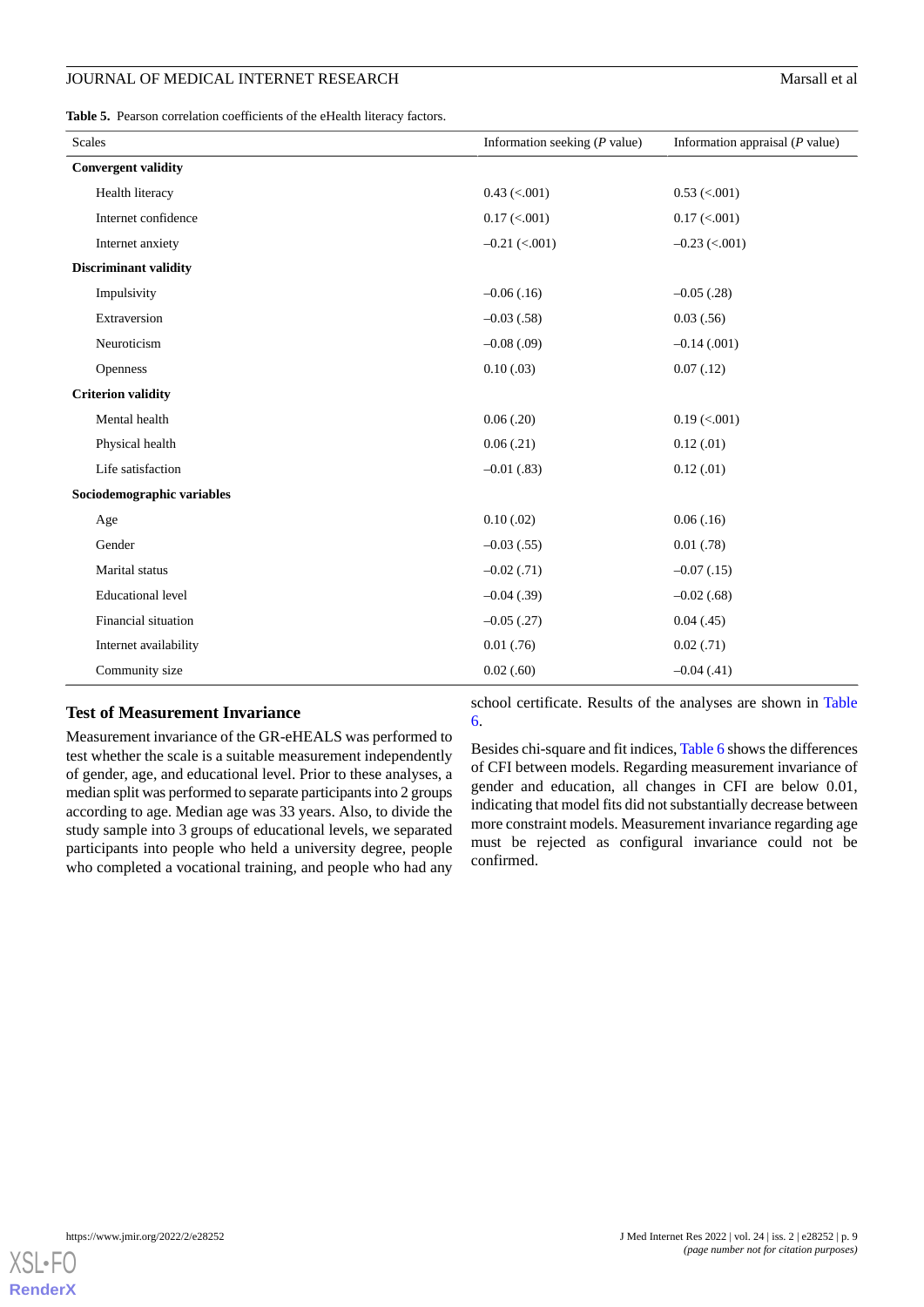**Table 5.** Pearson correlation coefficients of the eHealth literacy factors.

| Scales | Information seeking (*P* value) | Information appraisal (*P* value) |
|---|---|---|
| **Convergent validity** | | |
| Health literacy | 0.43 (<.001) | 0.53 (<.001) |
| Internet confidence | 0.17 (<.001) | 0.17 (<.001) |
| Internet anxiety | –0.21 (<.001) | –0.23 (<.001) |
| **Discriminant validity** | | |
| Impulsivity | –0.06 (.16) | –0.05 (.28) |
| Extraversion | –0.03 (.58) | 0.03 (.56) |
| Neuroticism | –0.08 (.09) | –0.14 (.001) |
| Openness | 0.10 (.03) | 0.07 (.12) |
| **Criterion validity** | | |
| Mental health | 0.06 (.20) | 0.19 (<.001) |
| Physical health | 0.06 (.21) | 0.12 (.01) |
| Life satisfaction | –0.01 (.83) | 0.12 (.01) |
| **Sociodemographic variables** | | |
| Age | 0.10 (.02) | 0.06 (.16) |
| Gender | –0.03 (.55) | 0.01 (.78) |
| Marital status | –0.02 (.71) | –0.07 (.15) |
| Educational level | –0.04 (.39) | –0.02 (.68) |
| Financial situation | –0.05 (.27) | 0.04 (.45) |
| Internet availability | 0.01 (.76) | 0.02 (.71) |
| Community size | 0.02 (.60) | –0.04 (.41) |

### Test of Measurement Invariance

Measurement invariance of the GR-eHEALS was performed to test whether the scale is a suitable measurement independently of gender, age, and educational level. Prior to these analyses, a median split was performed to separate participants into 2 groups according to age. Median age was 33 years. Also, to divide the study sample into 3 groups of educational levels, we separated participants into people who held a university degree, people who completed a vocational training, and people who had any school certificate. Results of the analyses are shown in Table 6.

Besides chi-square and fit indices, Table 6 shows the differences of CFI between models. Regarding measurement invariance of gender and education, all changes in CFI are below 0.01, indicating that model fits did not substantially decrease between more constraint models. Measurement invariance regarding age must be rejected as configural invariance could not be confirmed.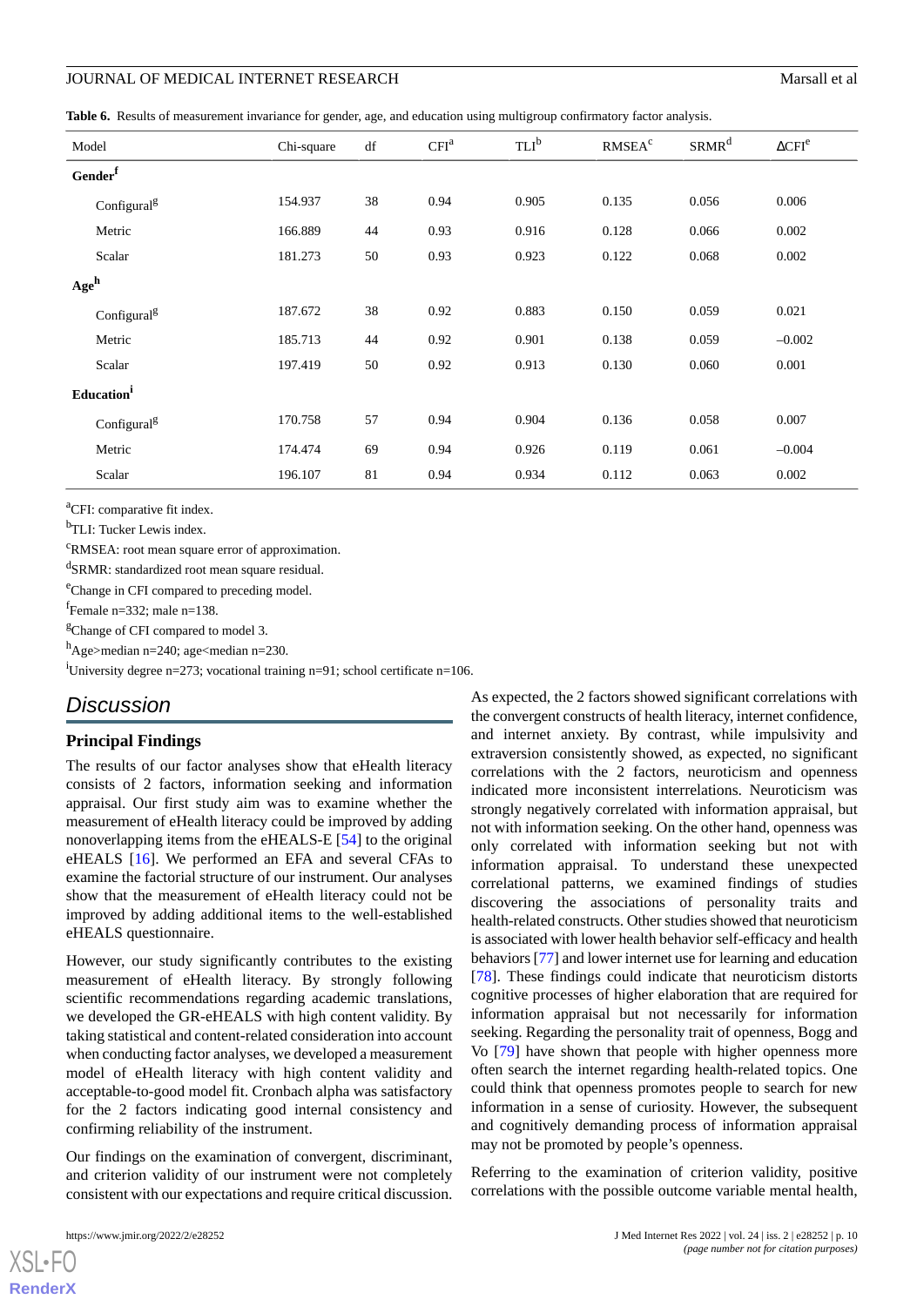**Table 6.** Results of measurement invariance for gender, age, and education using multigroup confirmatory factor analysis.

| Model | Chi-square | df | CFI[a] | TLI[b] | RMSEA[c] | SRMR[d] | ΔCFI[e] |
|---|---|---|---|---|---|---|---|
| **Gender**[f] | | | | | | | |
| Configural[g] | 154.937 | 38 | 0.94 | 0.905 | 0.135 | 0.056 | 0.006 |
| Metric | 166.889 | 44 | 0.93 | 0.916 | 0.128 | 0.066 | 0.002 |
| Scalar | 181.273 | 50 | 0.93 | 0.923 | 0.122 | 0.068 | 0.002 |
| **Age**[h] | | | | | | | |
| Configural[g] | 187.672 | 38 | 0.92 | 0.883 | 0.150 | 0.059 | 0.021 |
| Metric | 185.713 | 44 | 0.92 | 0.901 | 0.138 | 0.059 | –0.002 |
| Scalar | 197.419 | 50 | 0.92 | 0.913 | 0.130 | 0.060 | 0.001 |
| **Education**[i] | | | | | | | |
| Configural[g] | 170.758 | 57 | 0.94 | 0.904 | 0.136 | 0.058 | 0.007 |
| Metric | 174.474 | 69 | 0.94 | 0.926 | 0.119 | 0.061 | –0.004 |
| Scalar | 196.107 | 81 | 0.94 | 0.934 | 0.112 | 0.063 | 0.002 |

[a]CFI: comparative fit index.

[b]TLI: Tucker Lewis index.

[c]RMSEA: root mean square error of approximation.

[d]SRMR: standardized root mean square residual.

[e]Change in CFI compared to preceding model.

[f]Female n=332; male n=138.

[g]Change of CFI compared to model 3.

[h]Age>median n=240; age<median n=230.

[i]University degree n=273; vocational training n=91; school certificate n=106.

## Discussion

### Principal Findings

The results of our factor analyses show that eHealth literacy consists of 2 factors, information seeking and information appraisal. Our first study aim was to examine whether the measurement of eHealth literacy could be improved by adding nonoverlapping items from the eHEALS-E [54] to the original eHEALS [16]. We performed an EFA and several CFAs to examine the factorial structure of our instrument. Our analyses show that the measurement of eHealth literacy could not be improved by adding additional items to the well-established eHEALS questionnaire.

However, our study significantly contributes to the existing measurement of eHealth literacy. By strongly following scientific recommendations regarding academic translations, we developed the GR-eHEALS with high content validity. By taking statistical and content-related consideration into account when conducting factor analyses, we developed a measurement model of eHealth literacy with high content validity and acceptable-to-good model fit. Cronbach alpha was satisfactory for the 2 factors indicating good internal consistency and confirming reliability of the instrument.

Our findings on the examination of convergent, discriminant, and criterion validity of our instrument were not completely consistent with our expectations and require critical discussion.

As expected, the 2 factors showed significant correlations with the convergent constructs of health literacy, internet confidence, and internet anxiety. By contrast, while impulsivity and extraversion consistently showed, as expected, no significant correlations with the 2 factors, neuroticism and openness indicated more inconsistent interrelations. Neuroticism was strongly negatively correlated with information appraisal, but not with information seeking. On the other hand, openness was only correlated with information seeking but not with information appraisal. To understand these unexpected correlational patterns, we examined findings of studies discovering the associations of personality traits and health-related constructs. Other studies showed that neuroticism is associated with lower health behavior self-efficacy and health behaviors [77] and lower internet use for learning and education [78]. These findings could indicate that neuroticism distorts cognitive processes of higher elaboration that are required for information appraisal but not necessarily for information seeking. Regarding the personality trait of openness, Bogg and Vo [79] have shown that people with higher openness more often search the internet regarding health-related topics. One could think that openness promotes people to search for new information in a sense of curiosity. However, the subsequent and cognitively demanding process of information appraisal may not be promoted by people's openness.

Referring to the examination of criterion validity, positive correlations with the possible outcome variable mental health,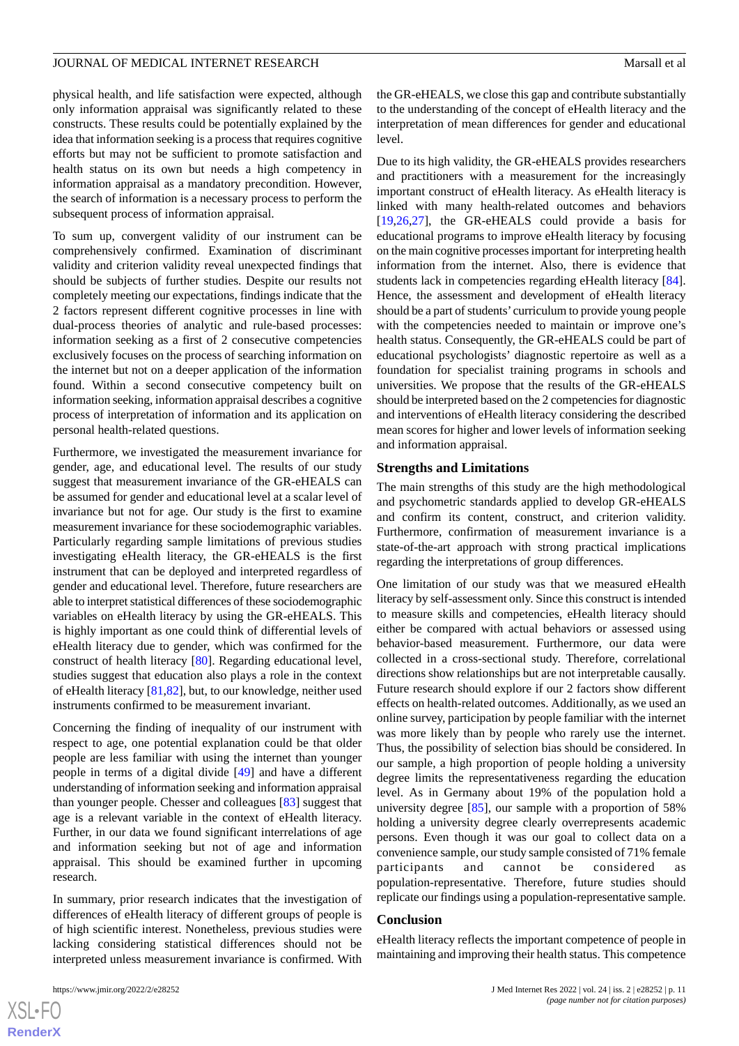physical health, and life satisfaction were expected, although only information appraisal was significantly related to these constructs. These results could be potentially explained by the idea that information seeking is a process that requires cognitive efforts but may not be sufficient to promote satisfaction and health status on its own but needs a high competency in information appraisal as a mandatory precondition. However, the search of information is a necessary process to perform the subsequent process of information appraisal.

To sum up, convergent validity of our instrument can be comprehensively confirmed. Examination of discriminant validity and criterion validity reveal unexpected findings that should be subjects of further studies. Despite our results not completely meeting our expectations, findings indicate that the 2 factors represent different cognitive processes in line with dual-process theories of analytic and rule-based processes: information seeking as a first of 2 consecutive competencies exclusively focuses on the process of searching information on the internet but not on a deeper application of the information found. Within a second consecutive competency built on information seeking, information appraisal describes a cognitive process of interpretation of information and its application on personal health-related questions.

Furthermore, we investigated the measurement invariance for gender, age, and educational level. The results of our study suggest that measurement invariance of the GR-eHEALS can be assumed for gender and educational level at a scalar level of invariance but not for age. Our study is the first to examine measurement invariance for these sociodemographic variables. Particularly regarding sample limitations of previous studies investigating eHealth literacy, the GR-eHEALS is the first instrument that can be deployed and interpreted regardless of gender and educational level. Therefore, future researchers are able to interpret statistical differences of these sociodemographic variables on eHealth literacy by using the GR-eHEALS. This is highly important as one could think of differential levels of eHealth literacy due to gender, which was confirmed for the construct of health literacy [80]. Regarding educational level, studies suggest that education also plays a role in the context of eHealth literacy [81,82], but, to our knowledge, neither used instruments confirmed to be measurement invariant.

Concerning the finding of inequality of our instrument with respect to age, one potential explanation could be that older people are less familiar with using the internet than younger people in terms of a digital divide [49] and have a different understanding of information seeking and information appraisal than younger people. Chesser and colleagues [83] suggest that age is a relevant variable in the context of eHealth literacy. Further, in our data we found significant interrelations of age and information seeking but not of age and information appraisal. This should be examined further in upcoming research.

In summary, prior research indicates that the investigation of differences of eHealth literacy of different groups of people is of high scientific interest. Nonetheless, previous studies were lacking considering statistical differences should not be interpreted unless measurement invariance is confirmed. With the GR-eHEALS, we close this gap and contribute substantially to the understanding of the concept of eHealth literacy and the interpretation of mean differences for gender and educational level.

Due to its high validity, the GR-eHEALS provides researchers and practitioners with a measurement for the increasingly important construct of eHealth literacy. As eHealth literacy is linked with many health-related outcomes and behaviors [19,26,27], the GR-eHEALS could provide a basis for educational programs to improve eHealth literacy by focusing on the main cognitive processes important for interpreting health information from the internet. Also, there is evidence that students lack in competencies regarding eHealth literacy [84]. Hence, the assessment and development of eHealth literacy should be a part of students' curriculum to provide young people with the competencies needed to maintain or improve one's health status. Consequently, the GR-eHEALS could be part of educational psychologists' diagnostic repertoire as well as a foundation for specialist training programs in schools and universities. We propose that the results of the GR-eHEALS should be interpreted based on the 2 competencies for diagnostic and interventions of eHealth literacy considering the described mean scores for higher and lower levels of information seeking and information appraisal.

### Strengths and Limitations

The main strengths of this study are the high methodological and psychometric standards applied to develop GR-eHEALS and confirm its content, construct, and criterion validity. Furthermore, confirmation of measurement invariance is a state-of-the-art approach with strong practical implications regarding the interpretations of group differences.

One limitation of our study was that we measured eHealth literacy by self-assessment only. Since this construct is intended to measure skills and competencies, eHealth literacy should either be compared with actual behaviors or assessed using behavior-based measurement. Furthermore, our data were collected in a cross-sectional study. Therefore, correlational directions show relationships but are not interpretable causally. Future research should explore if our 2 factors show different effects on health-related outcomes. Additionally, as we used an online survey, participation by people familiar with the internet was more likely than by people who rarely use the internet. Thus, the possibility of selection bias should be considered. In our sample, a high proportion of people holding a university degree limits the representativeness regarding the education level. As in Germany about 19% of the population hold a university degree [85], our sample with a proportion of 58% holding a university degree clearly overrepresents academic persons. Even though it was our goal to collect data on a convenience sample, our study sample consisted of 71% female participants and cannot be considered as population-representative. Therefore, future studies should replicate our findings using a population-representative sample.

### Conclusion

eHealth literacy reflects the important competence of people in maintaining and improving their health status. This competence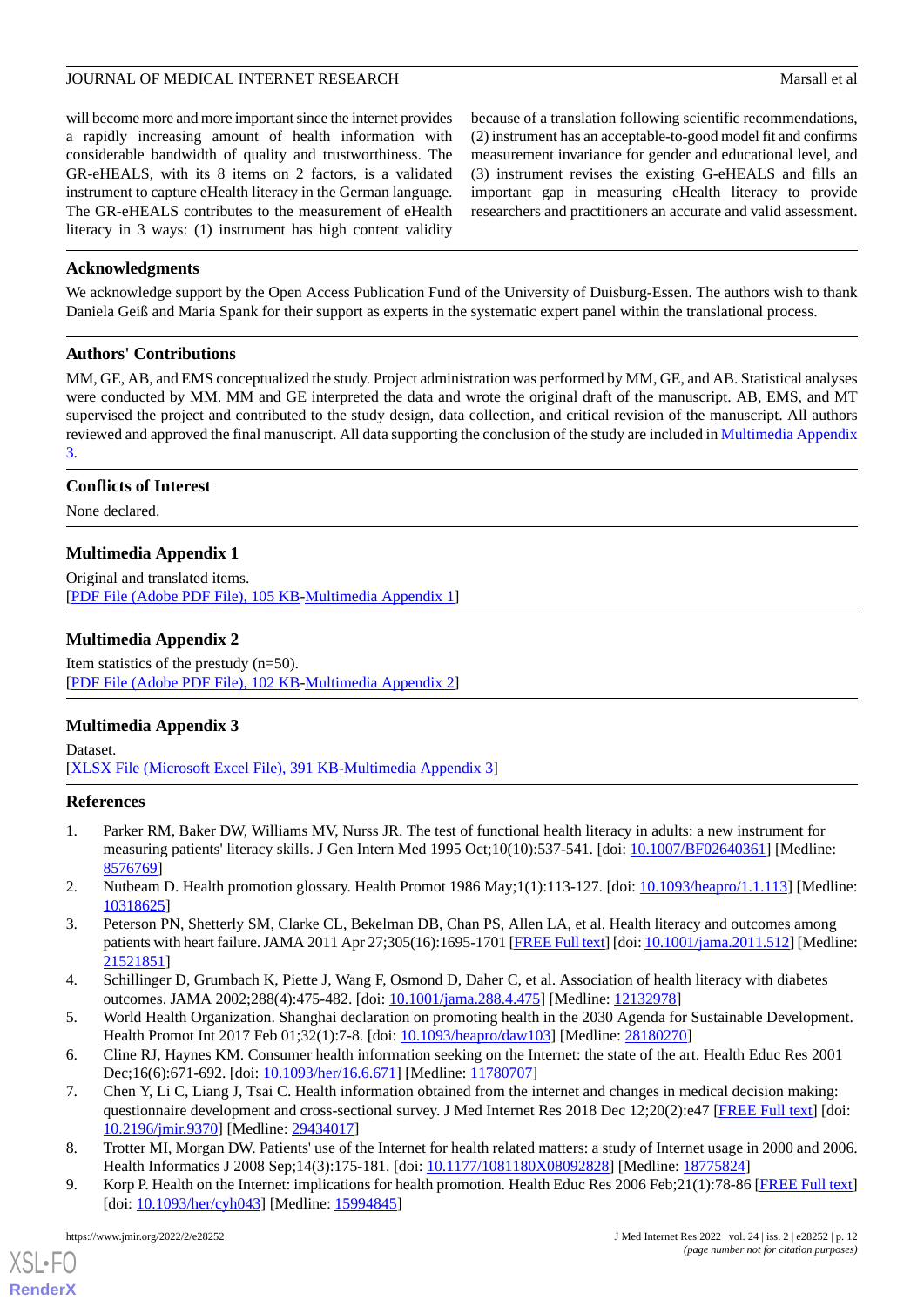will become more and more important since the internet provides a rapidly increasing amount of health information with considerable bandwidth of quality and trustworthiness. The GR-eHEALS, with its 8 items on 2 factors, is a validated instrument to capture eHealth literacy in the German language. The GR-eHEALS contributes to the measurement of eHealth literacy in 3 ways: (1) instrument has high content validity because of a translation following scientific recommendations, (2) instrument has an acceptable-to-good model fit and confirms measurement invariance for gender and educational level, and (3) instrument revises the existing G-eHEALS and fills an important gap in measuring eHealth literacy to provide researchers and practitioners an accurate and valid assessment.

## Acknowledgments

We acknowledge support by the Open Access Publication Fund of the University of Duisburg-Essen. The authors wish to thank Daniela Geiß and Maria Spank for their support as experts in the systematic expert panel within the translational process.

## Authors' Contributions

MM, GE, AB, and EMS conceptualized the study. Project administration was performed by MM, GE, and AB. Statistical analyses were conducted by MM. MM and GE interpreted the data and wrote the original draft of the manuscript. AB, EMS, and MT supervised the project and contributed to the study design, data collection, and critical revision of the manuscript. All authors reviewed and approved the final manuscript. All data supporting the conclusion of the study are included in Multimedia Appendix 3.

## Conflicts of Interest

None declared.

## Multimedia Appendix 1

Original and translated items.
[PDF File (Adobe PDF File), 105 KB-Multimedia Appendix 1]

## Multimedia Appendix 2

Item statistics of the prestudy (n=50).
[PDF File (Adobe PDF File), 102 KB-Multimedia Appendix 2]

## Multimedia Appendix 3

Dataset.
[XLSX File (Microsoft Excel File), 391 KB-Multimedia Appendix 3]

## References

1. Parker RM, Baker DW, Williams MV, Nurss JR. The test of functional health literacy in adults: a new instrument for measuring patients' literacy skills. J Gen Intern Med 1995 Oct;10(10):537-541. [doi: 10.1007/BF02640361] [Medline: 8576769]
2. Nutbeam D. Health promotion glossary. Health Promot 1986 May;1(1):113-127. [doi: 10.1093/heapro/1.1.113] [Medline: 10318625]
3. Peterson PN, Shetterly SM, Clarke CL, Bekelman DB, Chan PS, Allen LA, et al. Health literacy and outcomes among patients with heart failure. JAMA 2011 Apr 27;305(16):1695-1701 [FREE Full text] [doi: 10.1001/jama.2011.512] [Medline: 21521851]
4. Schillinger D, Grumbach K, Piette J, Wang F, Osmond D, Daher C, et al. Association of health literacy with diabetes outcomes. JAMA 2002;288(4):475-482. [doi: 10.1001/jama.288.4.475] [Medline: 12132978]
5. World Health Organization. Shanghai declaration on promoting health in the 2030 Agenda for Sustainable Development. Health Promot Int 2017 Feb 01;32(1):7-8. [doi: 10.1093/heapro/daw103] [Medline: 28180270]
6. Cline RJ, Haynes KM. Consumer health information seeking on the Internet: the state of the art. Health Educ Res 2001 Dec;16(6):671-692. [doi: 10.1093/her/16.6.671] [Medline: 11780707]
7. Chen Y, Li C, Liang J, Tsai C. Health information obtained from the internet and changes in medical decision making: questionnaire development and cross-sectional survey. J Med Internet Res 2018 Dec 12;20(2):e47 [FREE Full text] [doi: 10.2196/jmir.9370] [Medline: 29434017]
8. Trotter MI, Morgan DW. Patients' use of the Internet for health related matters: a study of Internet usage in 2000 and 2006. Health Informatics J 2008 Sep;14(3):175-181. [doi: 10.1177/1081180X08092828] [Medline: 18775824]
9. Korp P. Health on the Internet: implications for health promotion. Health Educ Res 2006 Feb;21(1):78-86 [FREE Full text] [doi: 10.1093/her/cyh043] [Medline: 15994845]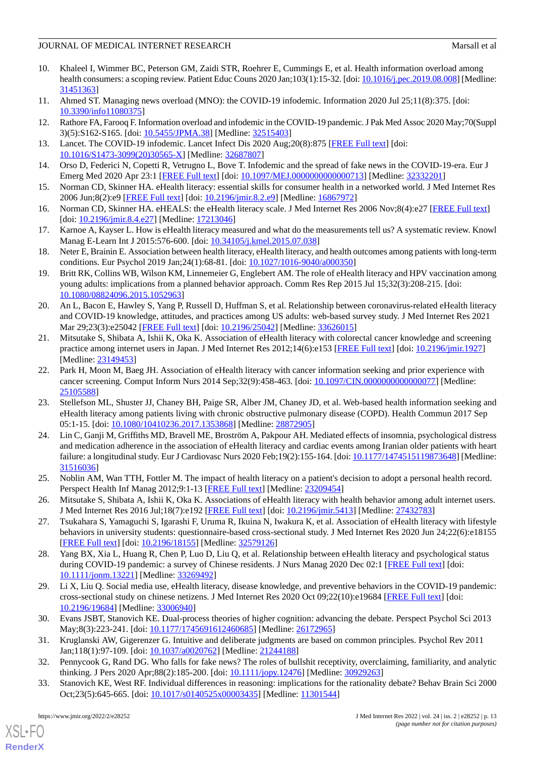10. Khaleel I, Wimmer BC, Peterson GM, Zaidi STR, Roehrer E, Cummings E, et al. Health information overload among health consumers: a scoping review. Patient Educ Couns 2020 Jan;103(1):15-32. [doi: 10.1016/j.pec.2019.08.008] [Medline: 31451363]
11. Ahmed ST. Managing news overload (MNO): the COVID-19 infodemic. Information 2020 Jul 25;11(8):375. [doi: 10.3390/info11080375]
12. Rathore FA, Farooq F. Information overload and infodemic in the COVID-19 pandemic. J Pak Med Assoc 2020 May;70(Suppl 3)(5):S162-S165. [doi: 10.5455/JPMA.38] [Medline: 32515403]
13. Lancet. The COVID-19 infodemic. Lancet Infect Dis 2020 Aug;20(8):875 [FREE Full text] [doi: 10.1016/S1473-3099(20)30565-X] [Medline: 32687807]
14. Orso D, Federici N, Copetti R, Vetrugno L, Bove T. Infodemic and the spread of fake news in the COVID-19-era. Eur J Emerg Med 2020 Apr 23:1 [FREE Full text] [doi: 10.1097/MEJ.0000000000000713] [Medline: 32332201]
15. Norman CD, Skinner HA. eHealth literacy: essential skills for consumer health in a networked world. J Med Internet Res 2006 Jun;8(2):e9 [FREE Full text] [doi: 10.2196/jmir.8.2.e9] [Medline: 16867972]
16. Norman CD, Skinner HA. eHEALS: the eHealth literacy scale. J Med Internet Res 2006 Nov;8(4):e27 [FREE Full text] [doi: 10.2196/jmir.8.4.e27] [Medline: 17213046]
17. Karnoe A, Kayser L. How is eHealth literacy measured and what do the measurements tell us? A systematic review. Knowl Manag E-Learn Int J 2015:576-600. [doi: 10.34105/j.kmel.2015.07.038]
18. Neter E, Brainin E. Association between health literacy, eHealth literacy, and health outcomes among patients with long-term conditions. Eur Psychol 2019 Jan;24(1):68-81. [doi: 10.1027/1016-9040/a000350]
19. Britt RK, Collins WB, Wilson KM, Linnemeier G, Englebert AM. The role of eHealth literacy and HPV vaccination among young adults: implications from a planned behavior approach. Comm Res Rep 2015 Jul 15;32(3):208-215. [doi: 10.1080/08824096.2015.1052963]
20. An L, Bacon E, Hawley S, Yang P, Russell D, Huffman S, et al. Relationship between coronavirus-related eHealth literacy and COVID-19 knowledge, attitudes, and practices among US adults: web-based survey study. J Med Internet Res 2021 Mar 29;23(3):e25042 [FREE Full text] [doi: 10.2196/25042] [Medline: 33626015]
21. Mitsutake S, Shibata A, Ishii K, Oka K. Association of eHealth literacy with colorectal cancer knowledge and screening practice among internet users in Japan. J Med Internet Res 2012;14(6):e153 [FREE Full text] [doi: 10.2196/jmir.1927] [Medline: 23149453]
22. Park H, Moon M, Baeg JH. Association of eHealth literacy with cancer information seeking and prior experience with cancer screening. Comput Inform Nurs 2014 Sep;32(9):458-463. [doi: 10.1097/CIN.0000000000000077] [Medline: 25105588]
23. Stellefson ML, Shuster JJ, Chaney BH, Paige SR, Alber JM, Chaney JD, et al. Web-based health information seeking and eHealth literacy among patients living with chronic obstructive pulmonary disease (COPD). Health Commun 2017 Sep 05:1-15. [doi: 10.1080/10410236.2017.1353868] [Medline: 28872905]
24. Lin C, Ganji M, Griffiths MD, Bravell ME, Broström A, Pakpour AH. Mediated effects of insomnia, psychological distress and medication adherence in the association of eHealth literacy and cardiac events among Iranian older patients with heart failure: a longitudinal study. Eur J Cardiovasc Nurs 2020 Feb;19(2):155-164. [doi: 10.1177/1474515119873648] [Medline: 31516036]
25. Noblin AM, Wan TTH, Fottler M. The impact of health literacy on a patient's decision to adopt a personal health record. Perspect Health Inf Manag 2012;9:1-13 [FREE Full text] [Medline: 23209454]
26. Mitsutake S, Shibata A, Ishii K, Oka K. Associations of eHealth literacy with health behavior among adult internet users. J Med Internet Res 2016 Jul;18(7):e192 [FREE Full text] [doi: 10.2196/jmir.5413] [Medline: 27432783]
27. Tsukahara S, Yamaguchi S, Igarashi F, Uruma R, Ikuina N, Iwakura K, et al. Association of eHealth literacy with lifestyle behaviors in university students: questionnaire-based cross-sectional study. J Med Internet Res 2020 Jun 24;22(6):e18155 [FREE Full text] [doi: 10.2196/18155] [Medline: 32579126]
28. Yang BX, Xia L, Huang R, Chen P, Luo D, Liu Q, et al. Relationship between eHealth literacy and psychological status during COVID-19 pandemic: a survey of Chinese residents. J Nurs Manag 2020 Dec 02:1 [FREE Full text] [doi: 10.1111/jonm.13221] [Medline: 33269492]
29. Li X, Liu Q. Social media use, eHealth literacy, disease knowledge, and preventive behaviors in the COVID-19 pandemic: cross-sectional study on chinese netizens. J Med Internet Res 2020 Oct 09;22(10):e19684 [FREE Full text] [doi: 10.2196/19684] [Medline: 33006940]
30. Evans JSBT, Stanovich KE. Dual-process theories of higher cognition: advancing the debate. Perspect Psychol Sci 2013 May;8(3):223-241. [doi: 10.1177/1745691612460685] [Medline: 26172965]
31. Kruglanski AW, Gigerenzer G. Intuitive and deliberate judgments are based on common principles. Psychol Rev 2011 Jan;118(1):97-109. [doi: 10.1037/a0020762] [Medline: 21244188]
32. Pennycook G, Rand DG. Who falls for fake news? The roles of bullshit receptivity, overclaiming, familiarity, and analytic thinking. J Pers 2020 Apr;88(2):185-200. [doi: 10.1111/jopy.12476] [Medline: 30929263]
33. Stanovich KE, West RF. Individual differences in reasoning: implications for the rationality debate? Behav Brain Sci 2000 Oct;23(5):645-665. [doi: 10.1017/s0140525x00003435] [Medline: 11301544]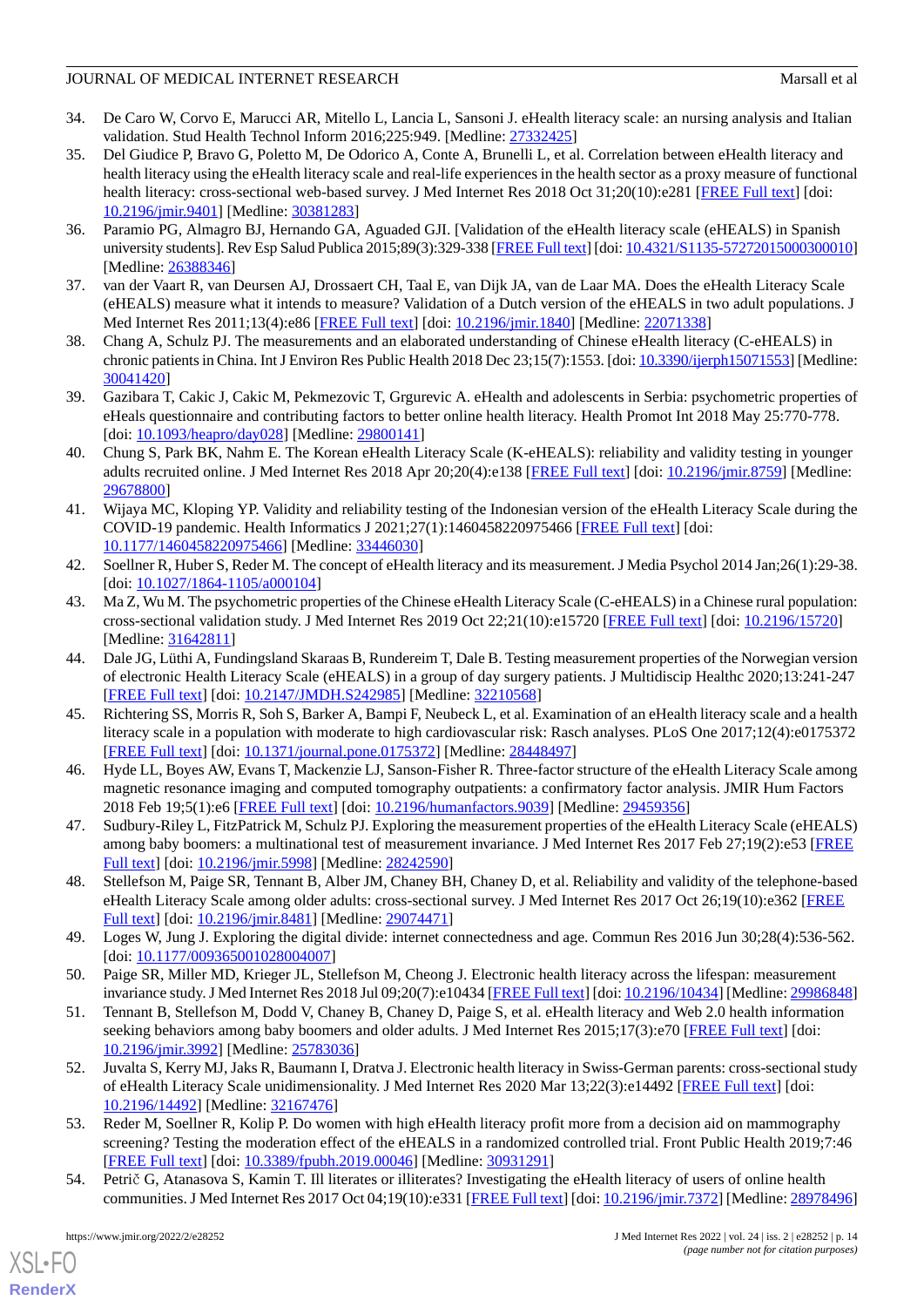34. De Caro W, Corvo E, Marucci AR, Mitello L, Lancia L, Sansoni J. eHealth literacy scale: an nursing analysis and Italian validation. Stud Health Technol Inform 2016;225:949. [Medline: 27332425]
35. Del Giudice P, Bravo G, Poletto M, De Odorico A, Conte A, Brunelli L, et al. Correlation between eHealth literacy and health literacy using the eHealth literacy scale and real-life experiences in the health sector as a proxy measure of functional health literacy: cross-sectional web-based survey. J Med Internet Res 2018 Oct 31;20(10):e281 [FREE Full text] [doi: 10.2196/jmir.9401] [Medline: 30381283]
36. Paramio PG, Almagro BJ, Hernando GA, Aguaded GJI. [Validation of the eHealth literacy scale (eHEALS) in Spanish university students]. Rev Esp Salud Publica 2015;89(3):329-338 [FREE Full text] [doi: 10.4321/S1135-57272015000300010] [Medline: 26388346]
37. van der Vaart R, van Deursen AJ, Drossaert CH, Taal E, van Dijk JA, van de Laar MA. Does the eHealth Literacy Scale (eHEALS) measure what it intends to measure? Validation of a Dutch version of the eHEALS in two adult populations. J Med Internet Res 2011;13(4):e86 [FREE Full text] [doi: 10.2196/jmir.1840] [Medline: 22071338]
38. Chang A, Schulz PJ. The measurements and an elaborated understanding of Chinese eHealth literacy (C-eHEALS) in chronic patients in China. Int J Environ Res Public Health 2018 Dec 23;15(7):1553. [doi: 10.3390/ijerph15071553] [Medline: 30041420]
39. Gazibara T, Cakic J, Cakic M, Pekmezovic T, Grgurevic A. eHealth and adolescents in Serbia: psychometric properties of eHeals questionnaire and contributing factors to better online health literacy. Health Promot Int 2018 May 25:770-778. [doi: 10.1093/heapro/day028] [Medline: 29800141]
40. Chung S, Park BK, Nahm E. The Korean eHealth Literacy Scale (K-eHEALS): reliability and validity testing in younger adults recruited online. J Med Internet Res 2018 Apr 20;20(4):e138 [FREE Full text] [doi: 10.2196/jmir.8759] [Medline: 29678800]
41. Wijaya MC, Kloping YP. Validity and reliability testing of the Indonesian version of the eHealth Literacy Scale during the COVID-19 pandemic. Health Informatics J 2021;27(1):1460458220975466 [FREE Full text] [doi: 10.1177/1460458220975466] [Medline: 33446030]
42. Soellner R, Huber S, Reder M. The concept of eHealth literacy and its measurement. J Media Psychol 2014 Jan;26(1):29-38. [doi: 10.1027/1864-1105/a000104]
43. Ma Z, Wu M. The psychometric properties of the Chinese eHealth Literacy Scale (C-eHEALS) in a Chinese rural population: cross-sectional validation study. J Med Internet Res 2019 Oct 22;21(10):e15720 [FREE Full text] [doi: 10.2196/15720] [Medline: 31642811]
44. Dale JG, Lüthi A, Fundingsland Skaraas B, Rundereim T, Dale B. Testing measurement properties of the Norwegian version of electronic Health Literacy Scale (eHEALS) in a group of day surgery patients. J Multidiscip Healthc 2020;13:241-247 [FREE Full text] [doi: 10.2147/JMDH.S242985] [Medline: 32210568]
45. Richtering SS, Morris R, Soh S, Barker A, Bampi F, Neubeck L, et al. Examination of an eHealth literacy scale and a health literacy scale in a population with moderate to high cardiovascular risk: Rasch analyses. PLoS One 2017;12(4):e0175372 [FREE Full text] [doi: 10.1371/journal.pone.0175372] [Medline: 28448497]
46. Hyde LL, Boyes AW, Evans T, Mackenzie LJ, Sanson-Fisher R. Three-factor structure of the eHealth Literacy Scale among magnetic resonance imaging and computed tomography outpatients: a confirmatory factor analysis. JMIR Hum Factors 2018 Feb 19;5(1):e6 [FREE Full text] [doi: 10.2196/humanfactors.9039] [Medline: 29459356]
47. Sudbury-Riley L, FitzPatrick M, Schulz PJ. Exploring the measurement properties of the eHealth Literacy Scale (eHEALS) among baby boomers: a multinational test of measurement invariance. J Med Internet Res 2017 Feb 27;19(2):e53 [FREE Full text] [doi: 10.2196/jmir.5998] [Medline: 28242590]
48. Stellefson M, Paige SR, Tennant B, Alber JM, Chaney BH, Chaney D, et al. Reliability and validity of the telephone-based eHealth Literacy Scale among older adults: cross-sectional survey. J Med Internet Res 2017 Oct 26;19(10):e362 [FREE Full text] [doi: 10.2196/jmir.8481] [Medline: 29074471]
49. Loges W, Jung J. Exploring the digital divide: internet connectedness and age. Commun Res 2016 Jun 30;28(4):536-562. [doi: 10.1177/009365001028004007]
50. Paige SR, Miller MD, Krieger JL, Stellefson M, Cheong J. Electronic health literacy across the lifespan: measurement invariance study. J Med Internet Res 2018 Jul 09;20(7):e10434 [FREE Full text] [doi: 10.2196/10434] [Medline: 29986848]
51. Tennant B, Stellefson M, Dodd V, Chaney B, Chaney D, Paige S, et al. eHealth literacy and Web 2.0 health information seeking behaviors among baby boomers and older adults. J Med Internet Res 2015;17(3):e70 [FREE Full text] [doi: 10.2196/jmir.3992] [Medline: 25783036]
52. Juvalta S, Kerry MJ, Jaks R, Baumann I, Dratva J. Electronic health literacy in Swiss-German parents: cross-sectional study of eHealth Literacy Scale unidimensionality. J Med Internet Res 2020 Mar 13;22(3):e14492 [FREE Full text] [doi: 10.2196/14492] [Medline: 32167476]
53. Reder M, Soellner R, Kolip P. Do women with high eHealth literacy profit more from a decision aid on mammography screening? Testing the moderation effect of the eHEALS in a randomized controlled trial. Front Public Health 2019;7:46 [FREE Full text] [doi: 10.3389/fpubh.2019.00046] [Medline: 30931291]
54. Petrič G, Atanasova S, Kamin T. Ill literates or illiterates? Investigating the eHealth literacy of users of online health communities. J Med Internet Res 2017 Oct 04;19(10):e331 [FREE Full text] [doi: 10.2196/jmir.7372] [Medline: 28978496]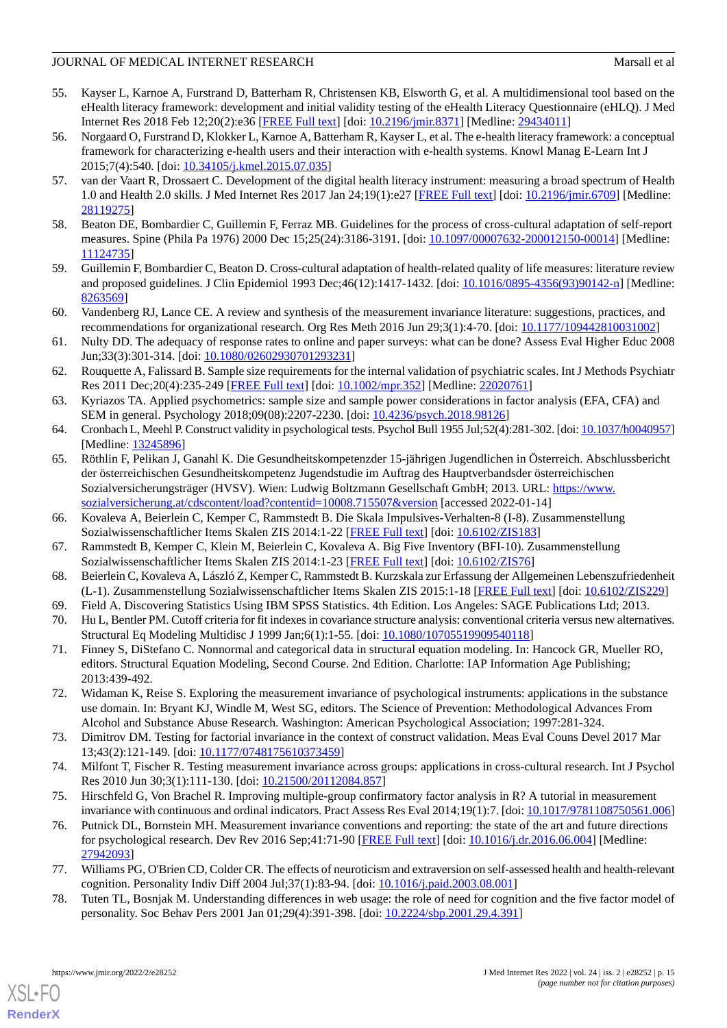55. Kayser L, Karnoe A, Furstrand D, Batterham R, Christensen KB, Elsworth G, et al. A multidimensional tool based on the eHealth literacy framework: development and initial validity testing of the eHealth Literacy Questionnaire (eHLQ). J Med Internet Res 2018 Feb 12;20(2):e36 [FREE Full text] [doi: 10.2196/jmir.8371] [Medline: 29434011]
56. Norgaard O, Furstrand D, Klokker L, Karnoe A, Batterham R, Kayser L, et al. The e-health literacy framework: a conceptual framework for characterizing e-health users and their interaction with e-health systems. Knowl Manag E-Learn Int J 2015;7(4):540. [doi: 10.34105/j.kmel.2015.07.035]
57. van der Vaart R, Drossaert C. Development of the digital health literacy instrument: measuring a broad spectrum of Health 1.0 and Health 2.0 skills. J Med Internet Res 2017 Jan 24;19(1):e27 [FREE Full text] [doi: 10.2196/jmir.6709] [Medline: 28119275]
58. Beaton DE, Bombardier C, Guillemin F, Ferraz MB. Guidelines for the process of cross-cultural adaptation of self-report measures. Spine (Phila Pa 1976) 2000 Dec 15;25(24):3186-3191. [doi: 10.1097/00007632-200012150-00014] [Medline: 11124735]
59. Guillemin F, Bombardier C, Beaton D. Cross-cultural adaptation of health-related quality of life measures: literature review and proposed guidelines. J Clin Epidemiol 1993 Dec;46(12):1417-1432. [doi: 10.1016/0895-4356(93)90142-n] [Medline: 8263569]
60. Vandenberg RJ, Lance CE. A review and synthesis of the measurement invariance literature: suggestions, practices, and recommendations for organizational research. Org Res Meth 2016 Jun 29;3(1):4-70. [doi: 10.1177/109442810031002]
61. Nulty DD. The adequacy of response rates to online and paper surveys: what can be done? Assess Eval Higher Educ 2008 Jun;33(3):301-314. [doi: 10.1080/02602930701293231]
62. Rouquette A, Falissard B. Sample size requirements for the internal validation of psychiatric scales. Int J Methods Psychiatr Res 2011 Dec;20(4):235-249 [FREE Full text] [doi: 10.1002/mpr.352] [Medline: 22020761]
63. Kyriazos TA. Applied psychometrics: sample size and sample power considerations in factor analysis (EFA, CFA) and SEM in general. Psychology 2018;09(08):2207-2230. [doi: 10.4236/psych.2018.98126]
64. Cronbach L, Meehl P. Construct validity in psychological tests. Psychol Bull 1955 Jul;52(4):281-302. [doi: 10.1037/h0040957] [Medline: 13245896]
65. Röthlin F, Pelikan J, Ganahl K. Die Gesundheitskompetenzder 15-jährigen Jugendlichen in Österreich. Abschlussbericht der österreichischen Gesundheitskompetenz Jugendstudie im Auftrag des Hauptverbandsder österreichischen Sozialversicherungsträger (HVSV). Wien: Ludwig Boltzmann Gesellschaft GmbH; 2013. URL: https://www.sozialversicherung.at/cdscontent/load?contentid=10008.715507&version [accessed 2022-01-14]
66. Kovaleva A, Beierlein C, Kemper C, Rammstedt B. Die Skala Impulsives-Verhalten-8 (I-8). Zusammenstellung Sozialwissenschaftlicher Items Skalen ZIS 2014:1-22 [FREE Full text] [doi: 10.6102/ZIS183]
67. Rammstedt B, Kemper C, Klein M, Beierlein C, Kovaleva A. Big Five Inventory (BFI-10). Zusammenstellung Sozialwissenschaftlicher Items Skalen ZIS 2014:1-23 [FREE Full text] [doi: 10.6102/ZIS76]
68. Beierlein C, Kovaleva A, László Z, Kemper C, Rammstedt B. Kurzskala zur Erfassung der Allgemeinen Lebenszufriedenheit (L-1). Zusammenstellung Sozialwissenschaftlicher Items Skalen ZIS 2015:1-18 [FREE Full text] [doi: 10.6102/ZIS229]
69. Field A. Discovering Statistics Using IBM SPSS Statistics. 4th Edition. Los Angeles: SAGE Publications Ltd; 2013.
70. Hu L, Bentler PM. Cutoff criteria for fit indexes in covariance structure analysis: conventional criteria versus new alternatives. Structural Eq Modeling Multidisc J 1999 Jan;6(1):1-55. [doi: 10.1080/10705519909540118]
71. Finney S, DiStefano C. Nonnormal and categorical data in structural equation modeling. In: Hancock GR, Mueller RO, editors. Structural Equation Modeling, Second Course. 2nd Edition. Charlotte: IAP Information Age Publishing; 2013:439-492.
72. Widaman K, Reise S. Exploring the measurement invariance of psychological instruments: applications in the substance use domain. In: Bryant KJ, Windle M, West SG, editors. The Science of Prevention: Methodological Advances From Alcohol and Substance Abuse Research. Washington: American Psychological Association; 1997:281-324.
73. Dimitrov DM. Testing for factorial invariance in the context of construct validation. Meas Eval Couns Devel 2017 Mar 13;43(2):121-149. [doi: 10.1177/0748175610373459]
74. Milfont T, Fischer R. Testing measurement invariance across groups: applications in cross-cultural research. Int J Psychol Res 2010 Jun 30;3(1):111-130. [doi: 10.21500/20112084.857]
75. Hirschfeld G, Von Brachel R. Improving multiple-group confirmatory factor analysis in R? A tutorial in measurement invariance with continuous and ordinal indicators. Pract Assess Res Eval 2014;19(1):7. [doi: 10.1017/9781108750561.006]
76. Putnick DL, Bornstein MH. Measurement invariance conventions and reporting: the state of the art and future directions for psychological research. Dev Rev 2016 Sep;41:71-90 [FREE Full text] [doi: 10.1016/j.dr.2016.06.004] [Medline: 27942093]
77. Williams PG, O'Brien CD, Colder CR. The effects of neuroticism and extraversion on self-assessed health and health-relevant cognition. Personality Indiv Diff 2004 Jul;37(1):83-94. [doi: 10.1016/j.paid.2003.08.001]
78. Tuten TL, Bosnjak M. Understanding differences in web usage: the role of need for cognition and the five factor model of personality. Soc Behav Pers 2001 Jan 01;29(4):391-398. [doi: 10.2224/sbp.2001.29.4.391]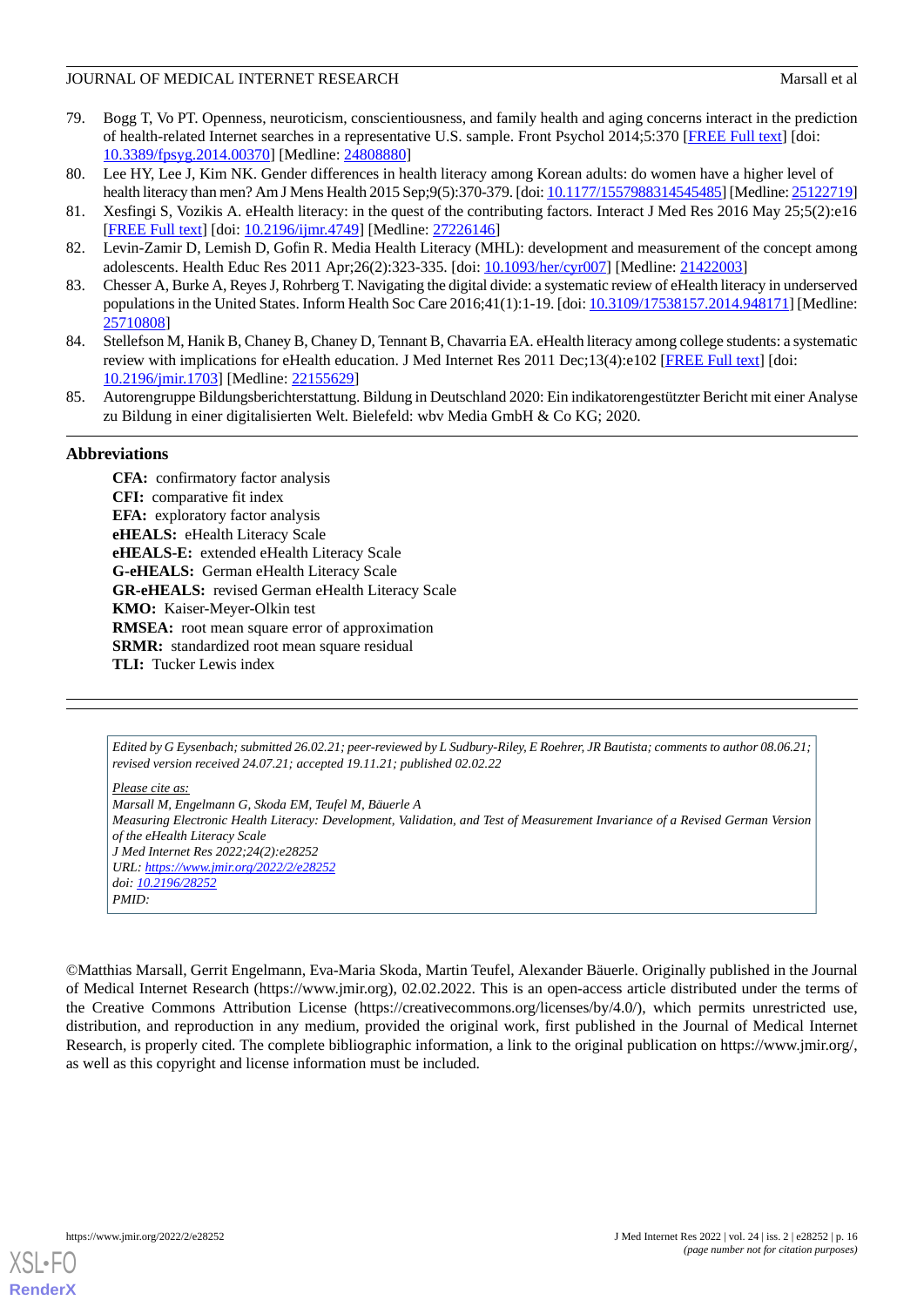79. Bogg T, Vo PT. Openness, neuroticism, conscientiousness, and family health and aging concerns interact in the prediction of health-related Internet searches in a representative U.S. sample. Front Psychol 2014;5:370 [FREE Full text] [doi: 10.3389/fpsyg.2014.00370] [Medline: 24808880]
80. Lee HY, Lee J, Kim NK. Gender differences in health literacy among Korean adults: do women have a higher level of health literacy than men? Am J Mens Health 2015 Sep;9(5):370-379. [doi: 10.1177/1557988314545485] [Medline: 25122719]
81. Xesfingi S, Vozikis A. eHealth literacy: in the quest of the contributing factors. Interact J Med Res 2016 May 25;5(2):e16 [FREE Full text] [doi: 10.2196/ijmr.4749] [Medline: 27226146]
82. Levin-Zamir D, Lemish D, Gofin R. Media Health Literacy (MHL): development and measurement of the concept among adolescents. Health Educ Res 2011 Apr;26(2):323-335. [doi: 10.1093/her/cyr007] [Medline: 21422003]
83. Chesser A, Burke A, Reyes J, Rohrberg T. Navigating the digital divide: a systematic review of eHealth literacy in underserved populations in the United States. Inform Health Soc Care 2016;41(1):1-19. [doi: 10.3109/17538157.2014.948171] [Medline: 25710808]
84. Stellefson M, Hanik B, Chaney B, Chaney D, Tennant B, Chavarria EA. eHealth literacy among college students: a systematic review with implications for eHealth education. J Med Internet Res 2011 Dec;13(4):e102 [FREE Full text] [doi: 10.2196/jmir.1703] [Medline: 22155629]
85. Autorengruppe Bildungsberichterstattung. Bildung in Deutschland 2020: Ein indikatorengestützter Bericht mit einer Analyse zu Bildung in einer digitalisierten Welt. Bielefeld: wbv Media GmbH & Co KG; 2020.

## Abbreviations

**CFA:** confirmatory factor analysis
**CFI:** comparative fit index
**EFA:** exploratory factor analysis
**eHEALS:** eHealth Literacy Scale
**eHEALS-E:** extended eHealth Literacy Scale
**G-eHEALS:** German eHealth Literacy Scale
**GR-eHEALS:** revised German eHealth Literacy Scale
**KMO:** Kaiser-Meyer-Olkin test
**RMSEA:** root mean square error of approximation
**SRMR:** standardized root mean square residual
**TLI:** Tucker Lewis index

*Edited by G Eysenbach; submitted 26.02.21; peer-reviewed by L Sudbury-Riley, E Roehrer, JR Bautista; comments to author 08.06.21; revised version received 24.07.21; accepted 19.11.21; published 02.02.22*

*Please cite as:*
*Marsall M, Engelmann G, Skoda EM, Teufel M, Bäuerle A*
*Measuring Electronic Health Literacy: Development, Validation, and Test of Measurement Invariance of a Revised German Version of the eHealth Literacy Scale*
*J Med Internet Res 2022;24(2):e28252*
*URL: https://www.jmir.org/2022/2/e28252*
*doi: 10.2196/28252*
*PMID:*

©Matthias Marsall, Gerrit Engelmann, Eva-Maria Skoda, Martin Teufel, Alexander Bäuerle. Originally published in the Journal of Medical Internet Research (https://www.jmir.org), 02.02.2022. This is an open-access article distributed under the terms of the Creative Commons Attribution License (https://creativecommons.org/licenses/by/4.0/), which permits unrestricted use, distribution, and reproduction in any medium, provided the original work, first published in the Journal of Medical Internet Research, is properly cited. The complete bibliographic information, a link to the original publication on https://www.jmir.org/, as well as this copyright and license information must be included.